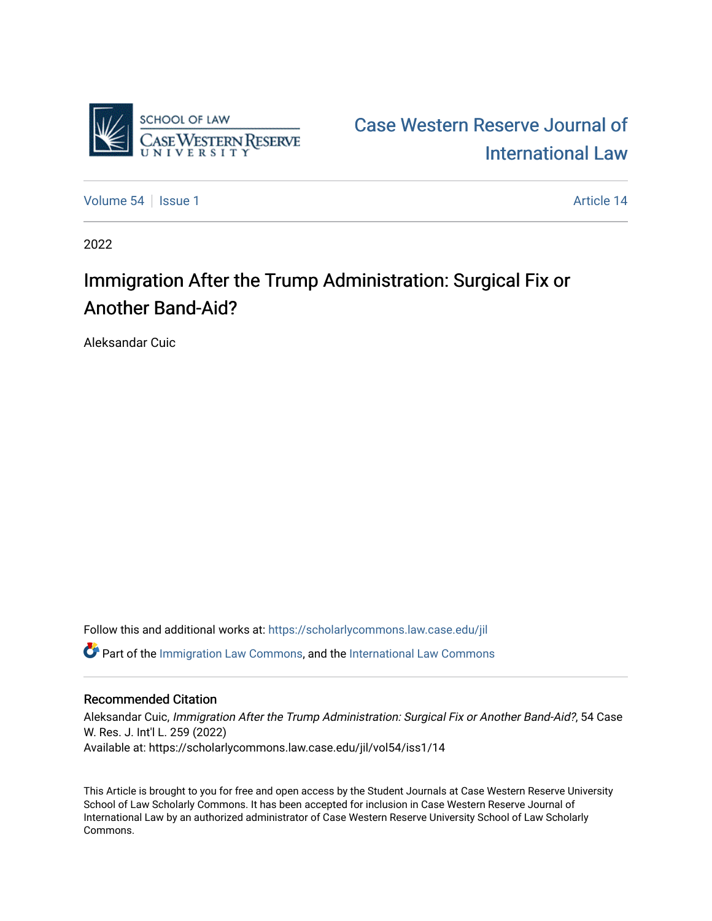SCHOOL OF LAW
CASE WESTERN RESERVE UNIVERSITY

Case Western Reserve Journal of International Law

Volume 54 | Issue 1 | Article 14

2022

# Immigration After the Trump Administration: Surgical Fix or Another Band-Aid?

Aleksandar Cuic

Follow this and additional works at: https://scholarlycommons.law.case.edu/jil

Part of the Immigration Law Commons, and the International Law Commons

## Recommended Citation

Aleksandar Cuic, *Immigration After the Trump Administration: Surgical Fix or Another Band-Aid?*, 54 Case W. Res. J. Int'l L. 259 (2022)
Available at: https://scholarlycommons.law.case.edu/jil/vol54/iss1/14

This Article is brought to you for free and open access by the Student Journals at Case Western Reserve University School of Law Scholarly Commons. It has been accepted for inclusion in Case Western Reserve Journal of International Law by an authorized administrator of Case Western Reserve University School of Law Scholarly Commons.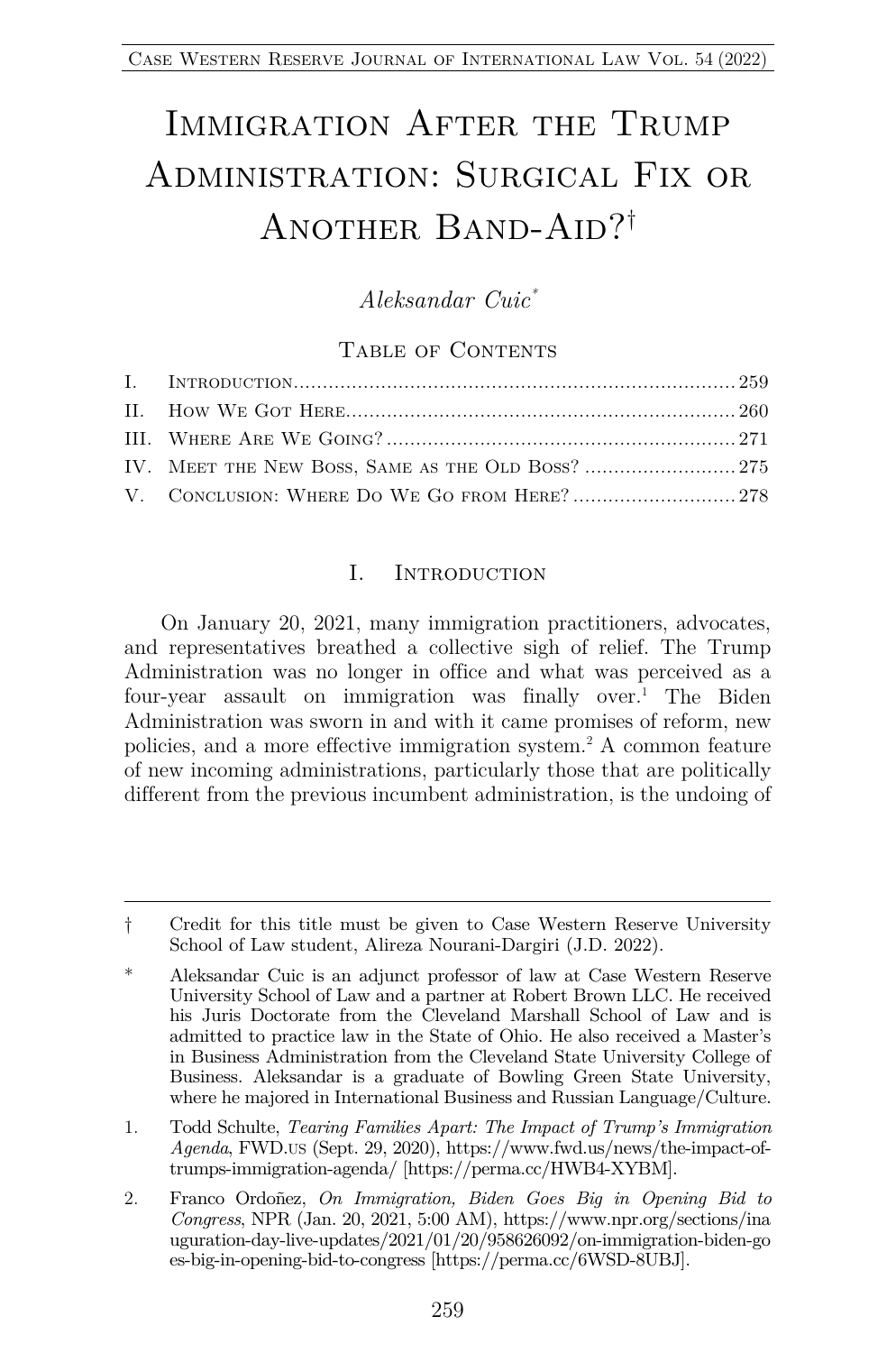# Immigration After the Trump Administration: Surgical Fix or Another Band-Aid?[†]

*Aleksandar Cuic*[*]

## Table of Contents

I. Introduction ... 259
II. How We Got Here ... 260
III. Where Are We Going? ... 271
IV. Meet the New Boss, Same as the Old Boss? ... 275
V. Conclusion: Where Do We Go from Here? ... 278

## I. Introduction

On January 20, 2021, many immigration practitioners, advocates, and representatives breathed a collective sigh of relief. The Trump Administration was no longer in office and what was perceived as a four-year assault on immigration was finally over.[1] The Biden Administration was sworn in and with it came promises of reform, new policies, and a more effective immigration system.[2] A common feature of new incoming administrations, particularly those that are politically different from the previous incumbent administration, is the undoing of

---

† Credit for this title must be given to Case Western Reserve University School of Law student, Alireza Nourani-Dargiri (J.D. 2022).

\* Aleksandar Cuic is an adjunct professor of law at Case Western Reserve University School of Law and a partner at Robert Brown LLC. He received his Juris Doctorate from the Cleveland Marshall School of Law and is admitted to practice law in the State of Ohio. He also received a Master's in Business Administration from the Cleveland State University College of Business. Aleksandar is a graduate of Bowling Green State University, where he majored in International Business and Russian Language/Culture.

1. Todd Schulte, *Tearing Families Apart: The Impact of Trump's Immigration Agenda*, FWD.US (Sept. 29, 2020), https://www.fwd.us/news/the-impact-of-trumps-immigration-agenda/ [https://perma.cc/HWB4-XYBM].

2. Franco Ordoñez, *On Immigration, Biden Goes Big in Opening Bid to Congress*, NPR (Jan. 20, 2021, 5:00 AM), https://www.npr.org/sections/inauguration-day-live-updates/2021/01/20/958626092/on-immigration-biden-goes-big-in-opening-bid-to-congress [https://perma.cc/6WSD-8UBJ].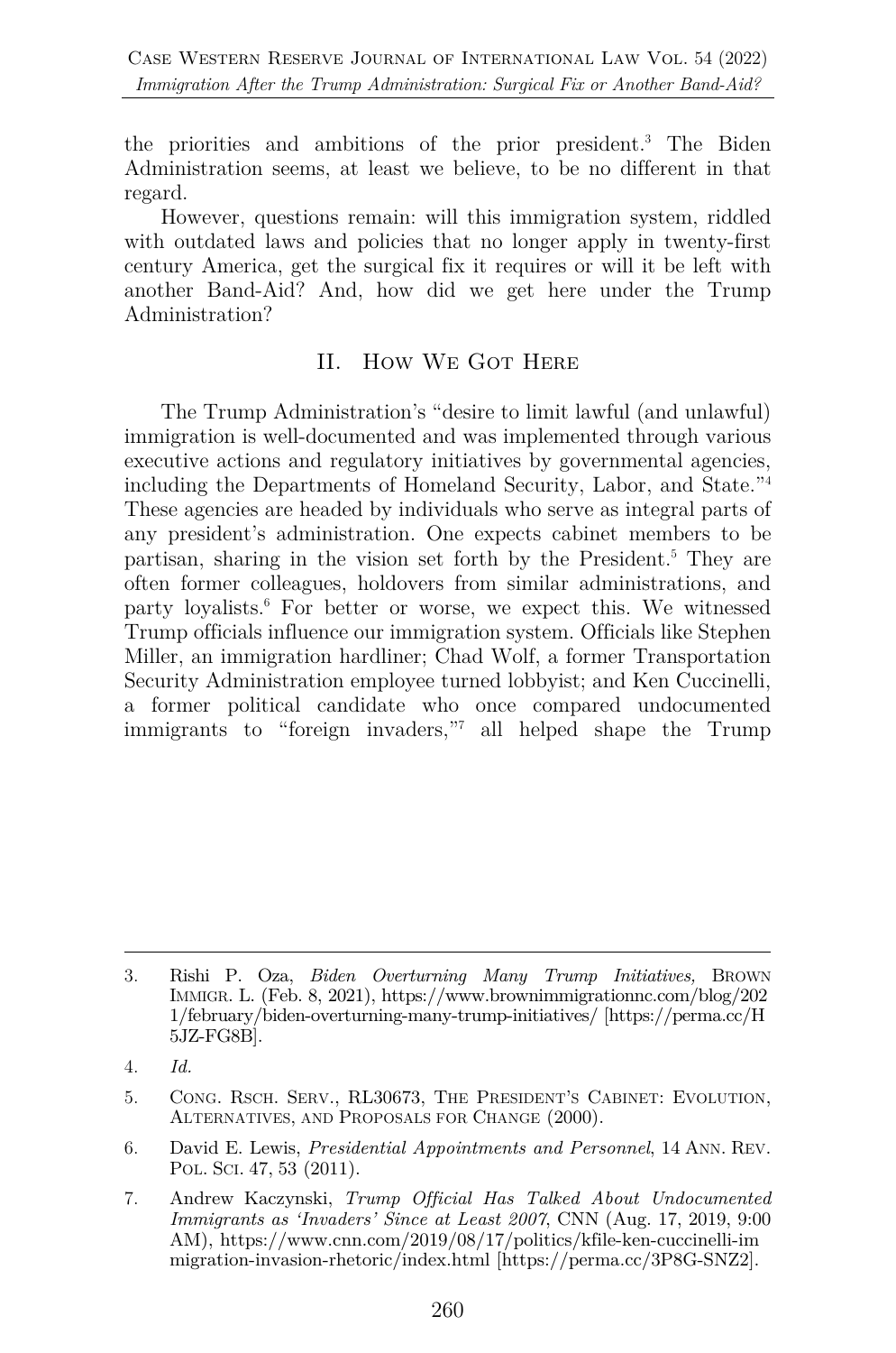the priorities and ambitions of the prior president.[3] The Biden Administration seems, at least we believe, to be no different in that regard.

However, questions remain: will this immigration system, riddled with outdated laws and policies that no longer apply in twenty-first century America, get the surgical fix it requires or will it be left with another Band-Aid? And, how did we get here under the Trump Administration?

## II. How We Got Here

The Trump Administration's "desire to limit lawful (and unlawful) immigration is well-documented and was implemented through various executive actions and regulatory initiatives by governmental agencies, including the Departments of Homeland Security, Labor, and State."[4] These agencies are headed by individuals who serve as integral parts of any president's administration. One expects cabinet members to be partisan, sharing in the vision set forth by the President.[5] They are often former colleagues, holdovers from similar administrations, and party loyalists.[6] For better or worse, we expect this. We witnessed Trump officials influence our immigration system. Officials like Stephen Miller, an immigration hardliner; Chad Wolf, a former Transportation Security Administration employee turned lobbyist; and Ken Cuccinelli, a former political candidate who once compared undocumented immigrants to "foreign invaders,"[7] all helped shape the Trump

---

3. Rishi P. Oza, *Biden Overturning Many Trump Initiatives,* Brown Immigr. L. (Feb. 8, 2021), https://www.brownimmigrationnc.com/blog/2021/february/biden-overturning-many-trump-initiatives/ [https://perma.cc/H5JZ-FG8B].

4. *Id.*

5. Cong. Rsch. Serv., RL30673, The President's Cabinet: Evolution, Alternatives, and Proposals for Change (2000).

6. David E. Lewis, *Presidential Appointments and Personnel*, 14 Ann. Rev. Pol. Sci. 47, 53 (2011).

7. Andrew Kaczynski, *Trump Official Has Talked About Undocumented Immigrants as 'Invaders' Since at Least 2007*, CNN (Aug. 17, 2019, 9:00 AM), https://www.cnn.com/2019/08/17/politics/kfile-ken-cuccinelli-immigration-invasion-rhetoric/index.html [https://perma.cc/3P8G-SNZ2].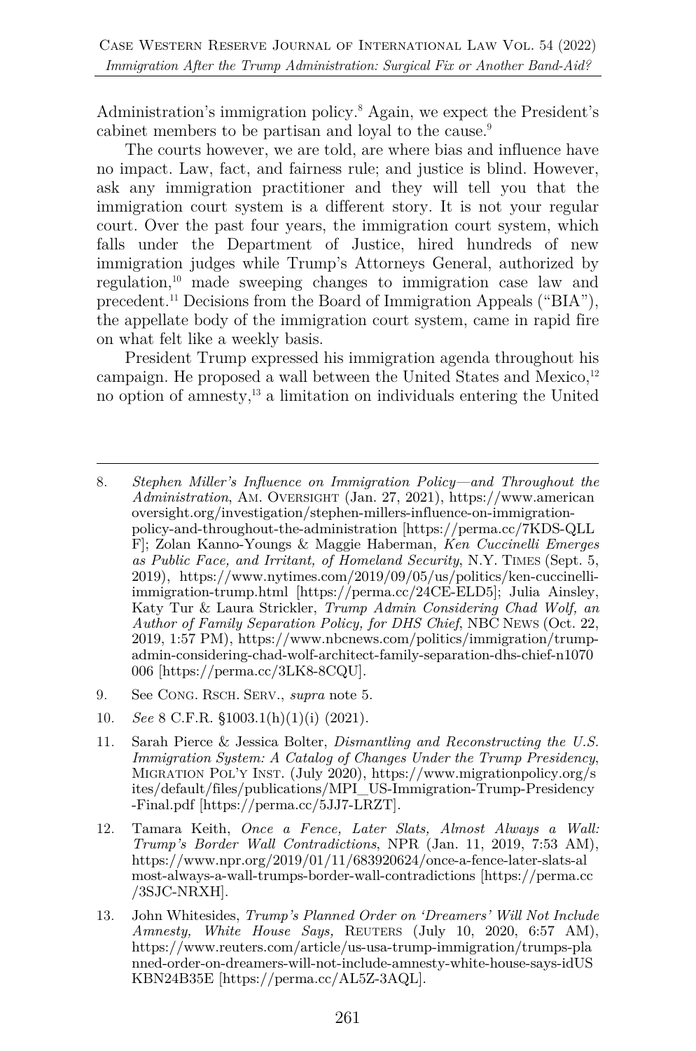Administration's immigration policy.[8] Again, we expect the President's cabinet members to be partisan and loyal to the cause.[9]

The courts however, we are told, are where bias and influence have no impact. Law, fact, and fairness rule; and justice is blind. However, ask any immigration practitioner and they will tell you that the immigration court system is a different story. It is not your regular court. Over the past four years, the immigration court system, which falls under the Department of Justice, hired hundreds of new immigration judges while Trump's Attorneys General, authorized by regulation,[10] made sweeping changes to immigration case law and precedent.[11] Decisions from the Board of Immigration Appeals ("BIA"), the appellate body of the immigration court system, came in rapid fire on what felt like a weekly basis.

President Trump expressed his immigration agenda throughout his campaign. He proposed a wall between the United States and Mexico,[12] no option of amnesty,[13] a limitation on individuals entering the United

---

8. *Stephen Miller's Influence on Immigration Policy—and Throughout the Administration*, AM. OVERSIGHT (Jan. 27, 2021), https://www.americanoversight.org/investigation/stephen-millers-influence-on-immigration-policy-and-throughout-the-administration [https://perma.cc/7KDS-QLLF]; Zolan Kanno-Youngs & Maggie Haberman, *Ken Cuccinelli Emerges as Public Face, and Irritant, of Homeland Security*, N.Y. TIMES (Sept. 5, 2019), https://www.nytimes.com/2019/09/05/us/politics/ken-cuccinelli-immigration-trump.html [https://perma.cc/24CE-ELD5]; Julia Ainsley, Katy Tur & Laura Strickler, *Trump Admin Considering Chad Wolf, an Author of Family Separation Policy, for DHS Chief*, NBC NEWS (Oct. 22, 2019, 1:57 PM), https://www.nbcnews.com/politics/immigration/trump-admin-considering-chad-wolf-architect-family-separation-dhs-chief-n1070006 [https://perma.cc/3LK8-8CQU].

9. See CONG. RSCH. SERV., *supra* note 5.

10. *See* 8 C.F.R. §1003.1(h)(1)(i) (2021).

11. Sarah Pierce & Jessica Bolter, *Dismantling and Reconstructing the U.S. Immigration System: A Catalog of Changes Under the Trump Presidency*, MIGRATION POL'Y INST. (July 2020), https://www.migrationpolicy.org/sites/default/files/publications/MPI_US-Immigration-Trump-Presidency-Final.pdf [https://perma.cc/5JJ7-LRZT].

12. Tamara Keith, *Once a Fence, Later Slats, Almost Always a Wall: Trump's Border Wall Contradictions*, NPR (Jan. 11, 2019, 7:53 AM), https://www.npr.org/2019/01/11/683920624/once-a-fence-later-slats-almost-always-a-wall-trumps-border-wall-contradictions [https://perma.cc/3SJC-NRXH].

13. John Whitesides, *Trump's Planned Order on 'Dreamers' Will Not Include Amnesty, White House Says,* REUTERS (July 10, 2020, 6:57 AM), https://www.reuters.com/article/us-usa-trump-immigration/trumps-planned-order-on-dreamers-will-not-include-amnesty-white-house-says-idUSKBN24B35E [https://perma.cc/AL5Z-3AQL].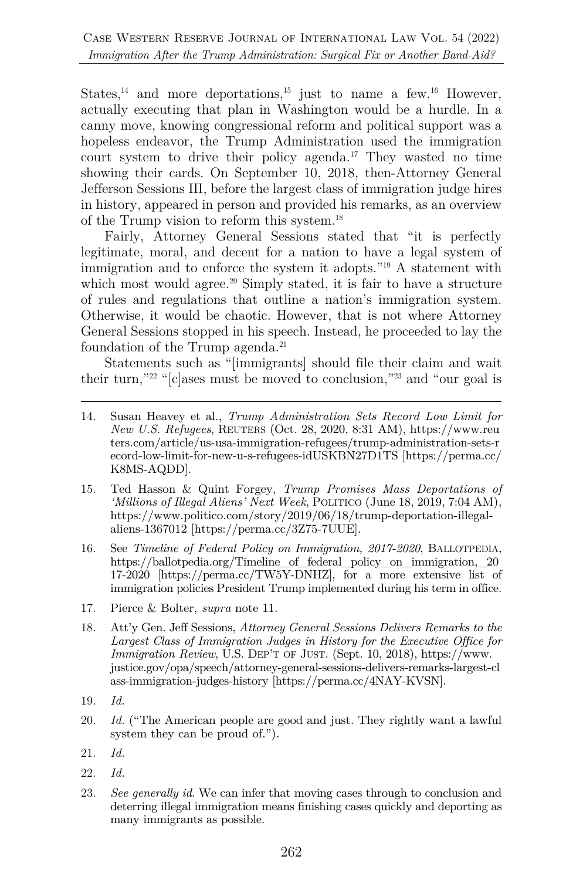States,[14] and more deportations,[15] just to name a few.[16] However, actually executing that plan in Washington would be a hurdle. In a canny move, knowing congressional reform and political support was a hopeless endeavor, the Trump Administration used the immigration court system to drive their policy agenda.[17] They wasted no time showing their cards. On September 10, 2018, then-Attorney General Jefferson Sessions III, before the largest class of immigration judge hires in history, appeared in person and provided his remarks, as an overview of the Trump vision to reform this system.[18]

Fairly, Attorney General Sessions stated that "it is perfectly legitimate, moral, and decent for a nation to have a legal system of immigration and to enforce the system it adopts."[19] A statement with which most would agree.[20] Simply stated, it is fair to have a structure of rules and regulations that outline a nation's immigration system. Otherwise, it would be chaotic. However, that is not where Attorney General Sessions stopped in his speech. Instead, he proceeded to lay the foundation of the Trump agenda.[21]

Statements such as "[immigrants] should file their claim and wait their turn,"[22] "[c]ases must be moved to conclusion,"[23] and "our goal is

---

14. Susan Heavey et al., *Trump Administration Sets Record Low Limit for New U.S. Refugees*, REUTERS (Oct. 28, 2020, 8:31 AM), https://www.reuters.com/article/us-usa-immigration-refugees/trump-administration-sets-record-low-limit-for-new-u-s-refugees-idUSKBN27D1TS [https://perma.cc/K8MS-AQDD].

15. Ted Hasson & Quint Forgey, *Trump Promises Mass Deportations of 'Millions of Illegal Aliens' Next Week*, POLITICO (June 18, 2019, 7:04 AM), https://www.politico.com/story/2019/06/18/trump-deportation-illegal-aliens-1367012 [https://perma.cc/3Z75-7UUE].

16. See *Timeline of Federal Policy on Immigration, 2017-2020*, BALLOTPEDIA, https://ballotpedia.org/Timeline_of_federal_policy_on_immigration,_2017-2020 [https://perma.cc/TW5Y-DNHZ], for a more extensive list of immigration policies President Trump implemented during his term in office.

17. Pierce & Bolter, *supra* note 11.

18. Att'y Gen. Jeff Sessions, *Attorney General Sessions Delivers Remarks to the Largest Class of Immigration Judges in History for the Executive Office for Immigration Review*, U.S. DEP'T OF JUST. (Sept. 10, 2018), https://www.justice.gov/opa/speech/attorney-general-sessions-delivers-remarks-largest-class-immigration-judges-history [https://perma.cc/4NAY-KVSN].

19. *Id.*

20. *Id.* ("The American people are good and just. They rightly want a lawful system they can be proud of.").

21. *Id.*

22. *Id.*

23. *See generally id.* We can infer that moving cases through to conclusion and deterring illegal immigration means finishing cases quickly and deporting as many immigrants as possible.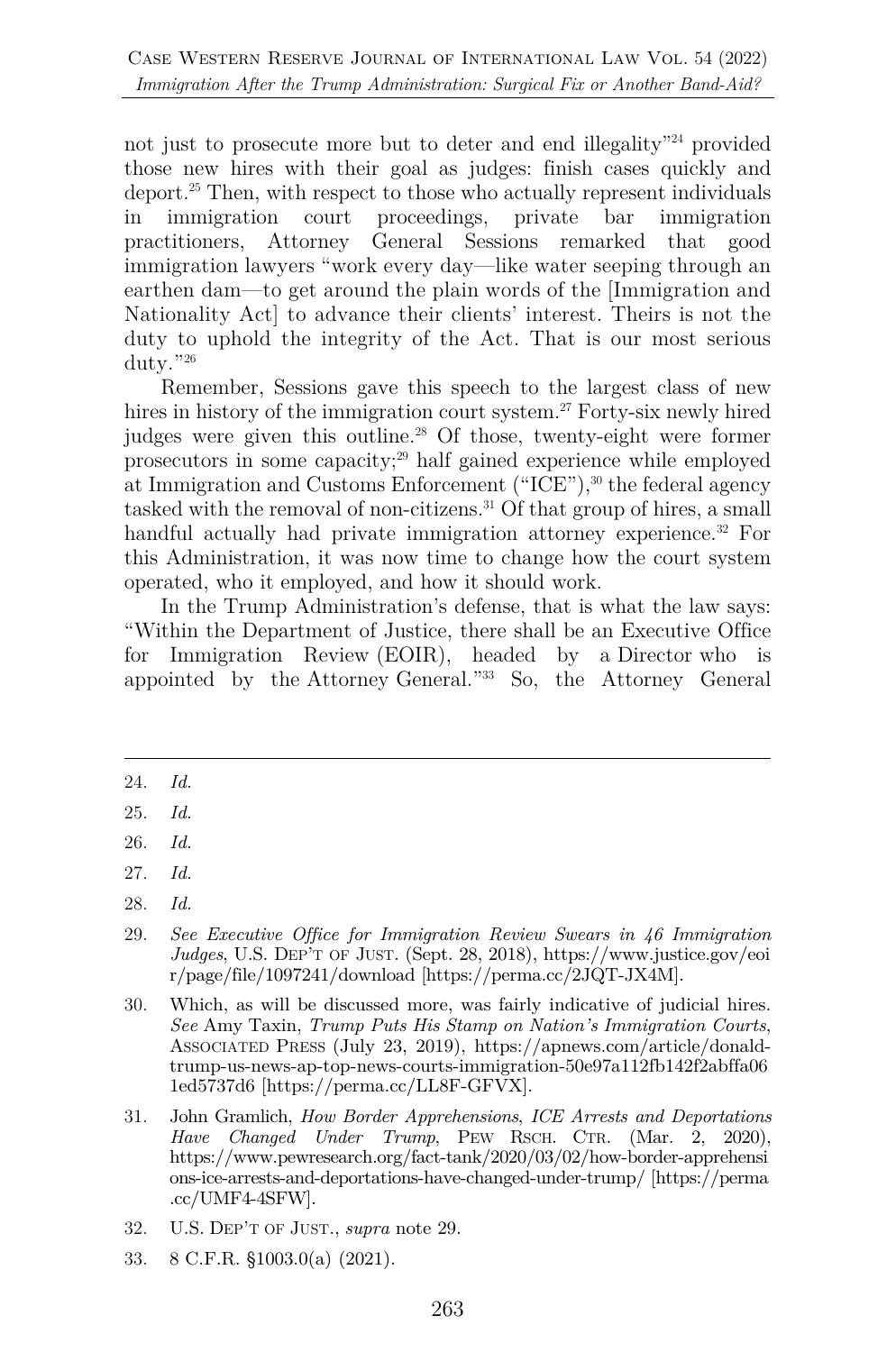not just to prosecute more but to deter and end illegality"[24] provided those new hires with their goal as judges: finish cases quickly and deport.[25] Then, with respect to those who actually represent individuals in immigration court proceedings, private bar immigration practitioners, Attorney General Sessions remarked that good immigration lawyers "work every day—like water seeping through an earthen dam—to get around the plain words of the [Immigration and Nationality Act] to advance their clients' interest. Theirs is not the duty to uphold the integrity of the Act. That is our most serious duty."[26]

Remember, Sessions gave this speech to the largest class of new hires in history of the immigration court system.[27] Forty-six newly hired judges were given this outline.[28] Of those, twenty-eight were former prosecutors in some capacity;[29] half gained experience while employed at Immigration and Customs Enforcement ("ICE"),[30] the federal agency tasked with the removal of non-citizens.[31] Of that group of hires, a small handful actually had private immigration attorney experience.[32] For this Administration, it was now time to change how the court system operated, who it employed, and how it should work.

In the Trump Administration's defense, that is what the law says: "Within the Department of Justice, there shall be an Executive Office for Immigration Review (EOIR), headed by a Director who is appointed by the Attorney General."[33] So, the Attorney General

---

24. *Id.*

25. *Id.*

26. *Id.*

27. *Id.*

28. *Id.*

29. *See Executive Office for Immigration Review Swears in 46 Immigration Judges*, U.S. DEP'T OF JUST. (Sept. 28, 2018), https://www.justice.gov/eoir/page/file/1097241/download [https://perma.cc/2JQT-JX4M].

30. Which, as will be discussed more, was fairly indicative of judicial hires. *See* Amy Taxin, *Trump Puts His Stamp on Nation's Immigration Courts*, ASSOCIATED PRESS (July 23, 2019), https://apnews.com/article/donald-trump-us-news-ap-top-news-courts-immigration-50e97a112fb142f2abffa061ed5737d6 [https://perma.cc/LL8F-GFVX].

31. John Gramlich, *How Border Apprehensions, ICE Arrests and Deportations Have Changed Under Trump*, PEW RSCH. CTR. (Mar. 2, 2020), https://www.pewresearch.org/fact-tank/2020/03/02/how-border-apprehensions-ice-arrests-and-deportations-have-changed-under-trump/ [https://perma.cc/UMF4-4SFW].

32. U.S. DEP'T OF JUST., *supra* note 29.

33. 8 C.F.R. §1003.0(a) (2021).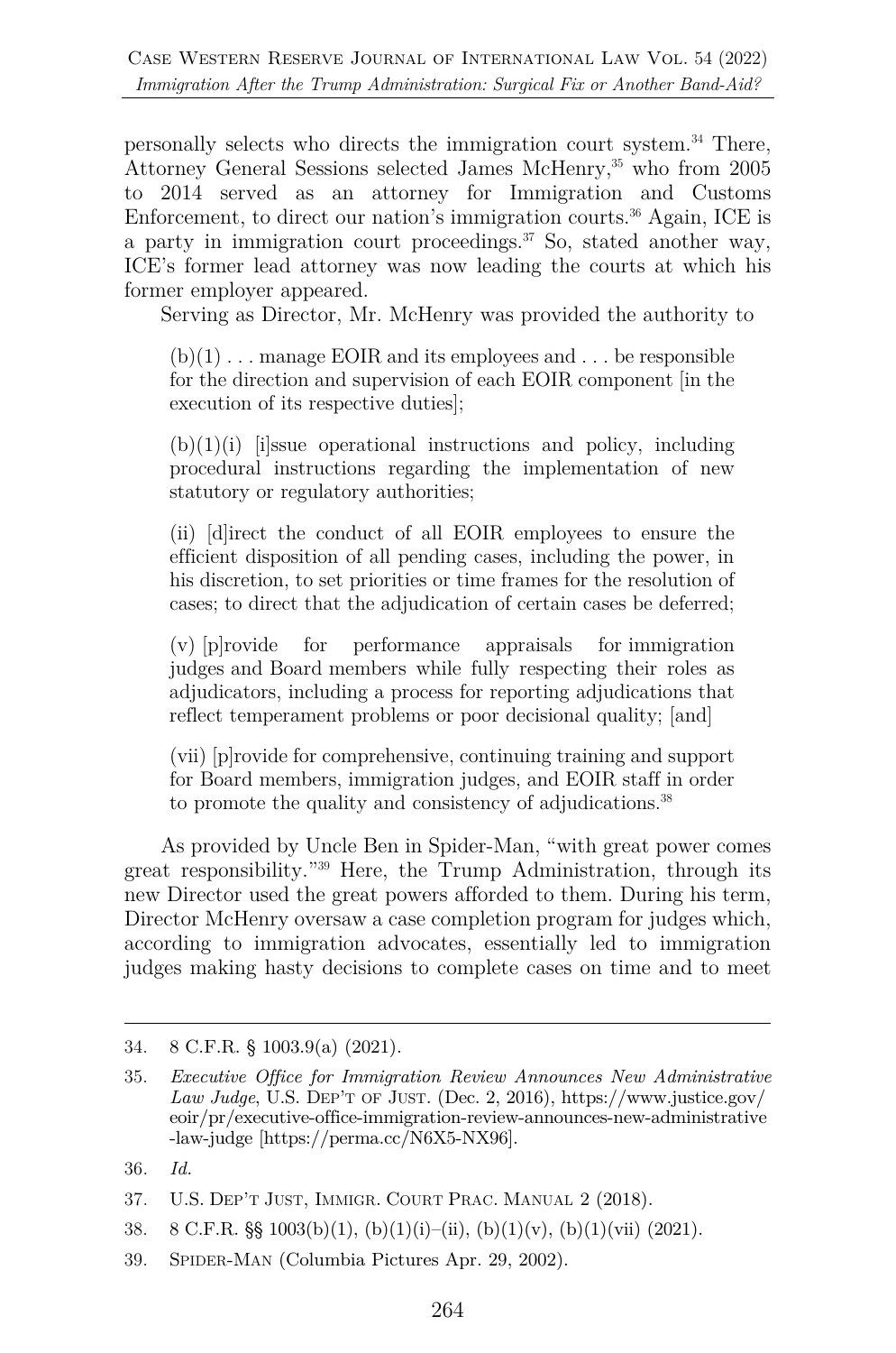personally selects who directs the immigration court system.[34] There, Attorney General Sessions selected James McHenry,[35] who from 2005 to 2014 served as an attorney for Immigration and Customs Enforcement, to direct our nation's immigration courts.[36] Again, ICE is a party in immigration court proceedings.[37] So, stated another way, ICE's former lead attorney was now leading the courts at which his former employer appeared.

Serving as Director, Mr. McHenry was provided the authority to

> (b)(1) . . . manage EOIR and its employees and . . . be responsible for the direction and supervision of each EOIR component [in the execution of its respective duties];
>
> (b)(1)(i) [i]ssue operational instructions and policy, including procedural instructions regarding the implementation of new statutory or regulatory authorities;
>
> (ii) [d]irect the conduct of all EOIR employees to ensure the efficient disposition of all pending cases, including the power, in his discretion, to set priorities or time frames for the resolution of cases; to direct that the adjudication of certain cases be deferred;
>
> (v) [p]rovide for performance appraisals for immigration judges and Board members while fully respecting their roles as adjudicators, including a process for reporting adjudications that reflect temperament problems or poor decisional quality; [and]
>
> (vii) [p]rovide for comprehensive, continuing training and support for Board members, immigration judges, and EOIR staff in order to promote the quality and consistency of adjudications.[38]

As provided by Uncle Ben in Spider-Man, "with great power comes great responsibility."[39] Here, the Trump Administration, through its new Director used the great powers afforded to them. During his term, Director McHenry oversaw a case completion program for judges which, according to immigration advocates, essentially led to immigration judges making hasty decisions to complete cases on time and to meet

---

34. 8 C.F.R. § 1003.9(a) (2021).

35. *Executive Office for Immigration Review Announces New Administrative Law Judge*, U.S. DEP'T OF JUST. (Dec. 2, 2016), https://www.justice.gov/eoir/pr/executive-office-immigration-review-announces-new-administrative-law-judge [https://perma.cc/N6X5-NX96].

36. *Id.*

37. U.S. DEP'T JUST, IMMIGR. COURT PRAC. MANUAL 2 (2018).

38. 8 C.F.R. §§ 1003(b)(1), (b)(1)(i)–(ii), (b)(1)(v), (b)(1)(vii) (2021).

39. SPIDER-MAN (Columbia Pictures Apr. 29, 2002).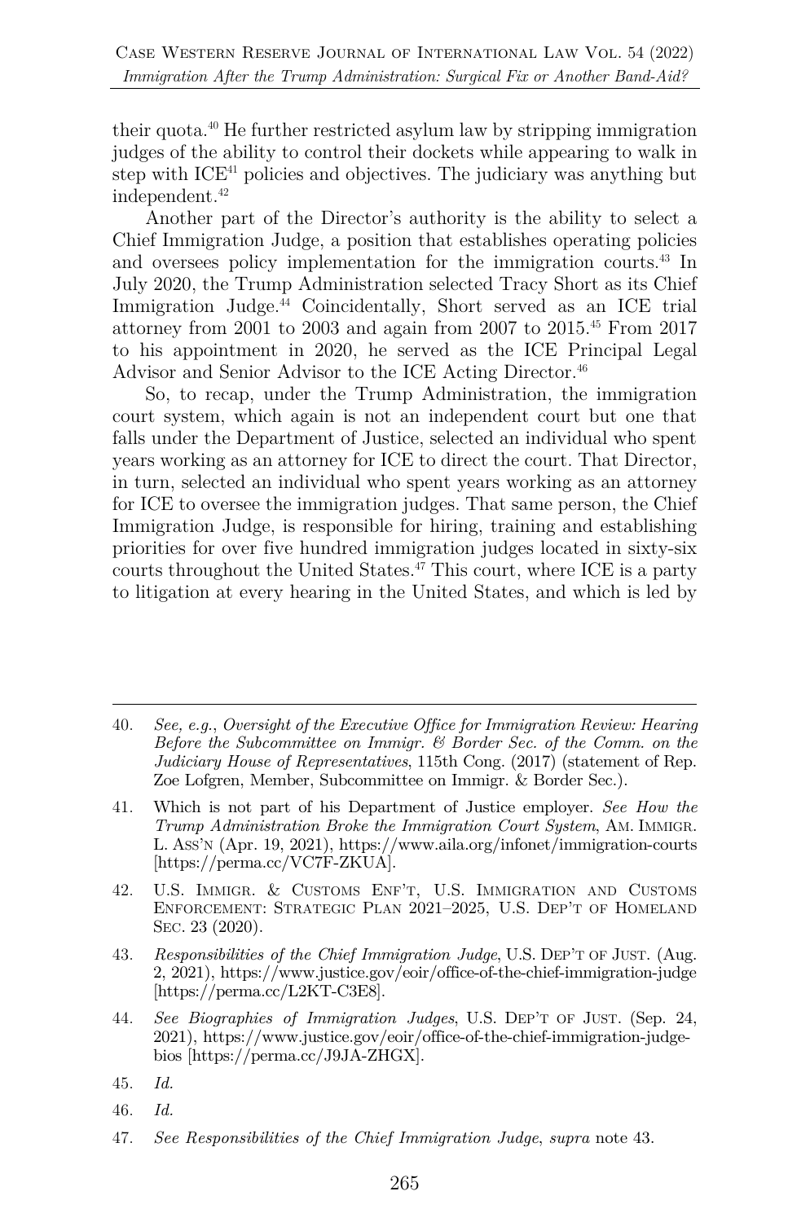their quota.[40] He further restricted asylum law by stripping immigration judges of the ability to control their dockets while appearing to walk in step with ICE[41] policies and objectives. The judiciary was anything but independent.[42]

Another part of the Director's authority is the ability to select a Chief Immigration Judge, a position that establishes operating policies and oversees policy implementation for the immigration courts.[43] In July 2020, the Trump Administration selected Tracy Short as its Chief Immigration Judge.[44] Coincidentally, Short served as an ICE trial attorney from 2001 to 2003 and again from 2007 to 2015.[45] From 2017 to his appointment in 2020, he served as the ICE Principal Legal Advisor and Senior Advisor to the ICE Acting Director.[46]

So, to recap, under the Trump Administration, the immigration court system, which again is not an independent court but one that falls under the Department of Justice, selected an individual who spent years working as an attorney for ICE to direct the court. That Director, in turn, selected an individual who spent years working as an attorney for ICE to oversee the immigration judges. That same person, the Chief Immigration Judge, is responsible for hiring, training and establishing priorities for over five hundred immigration judges located in sixty-six courts throughout the United States.[47] This court, where ICE is a party to litigation at every hearing in the United States, and which is led by

---

40. *See, e.g.*, *Oversight of the Executive Office for Immigration Review: Hearing Before the Subcommittee on Immigr. & Border Sec. of the Comm. on the Judiciary House of Representatives*, 115th Cong. (2017) (statement of Rep. Zoe Lofgren, Member, Subcommittee on Immigr. & Border Sec.).

41. Which is not part of his Department of Justice employer. *See How the Trump Administration Broke the Immigration Court System*, AM. IMMIGR. L. ASS'N (Apr. 19, 2021), https://www.aila.org/infonet/immigration-courts [https://perma.cc/VC7F-ZKUA].

42. U.S. IMMIGR. & CUSTOMS ENF'T, U.S. IMMIGRATION AND CUSTOMS ENFORCEMENT: STRATEGIC PLAN 2021–2025, U.S. DEP'T OF HOMELAND SEC. 23 (2020).

43. *Responsibilities of the Chief Immigration Judge*, U.S. DEP'T OF JUST. (Aug. 2, 2021), https://www.justice.gov/eoir/office-of-the-chief-immigration-judge [https://perma.cc/L2KT-C3E8].

44. *See Biographies of Immigration Judges*, U.S. DEP'T OF JUST. (Sep. 24, 2021), https://www.justice.gov/eoir/office-of-the-chief-immigration-judge-bios [https://perma.cc/J9JA-ZHGX].

45. *Id.*

46. *Id.*

47. *See Responsibilities of the Chief Immigration Judge*, *supra* note 43.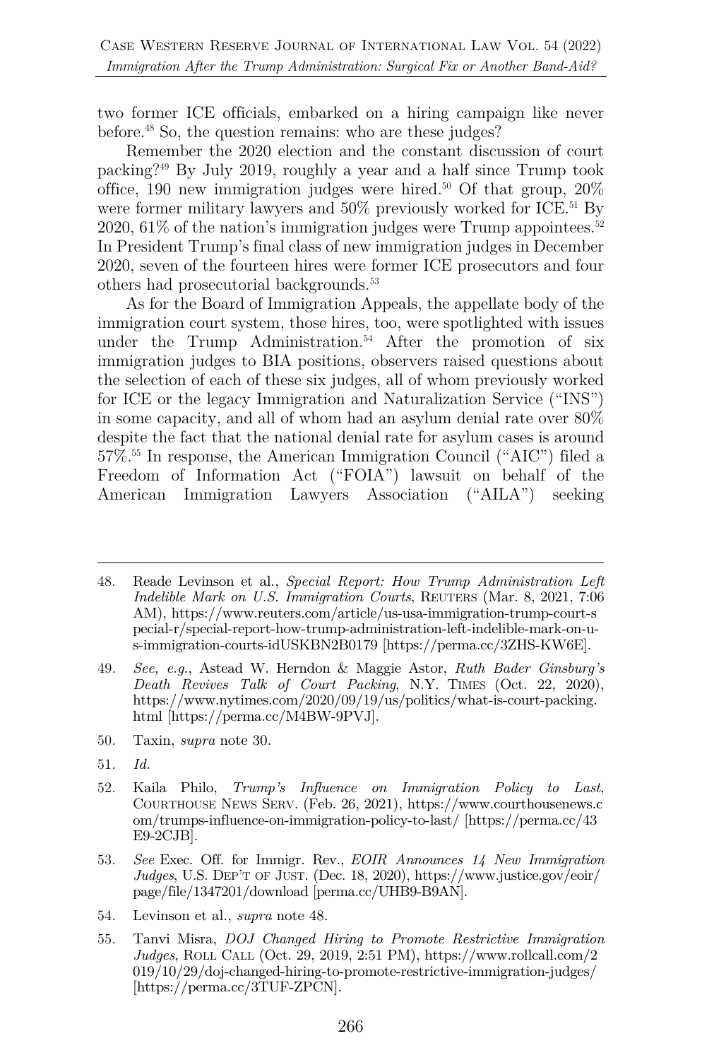two former ICE officials, embarked on a hiring campaign like never before.[48] So, the question remains: who are these judges?

Remember the 2020 election and the constant discussion of court packing?[49] By July 2019, roughly a year and a half since Trump took office, 190 new immigration judges were hired.[50] Of that group, 20% were former military lawyers and 50% previously worked for ICE.[51] By 2020, 61% of the nation's immigration judges were Trump appointees.[52] In President Trump's final class of new immigration judges in December 2020, seven of the fourteen hires were former ICE prosecutors and four others had prosecutorial backgrounds.[53]

As for the Board of Immigration Appeals, the appellate body of the immigration court system, those hires, too, were spotlighted with issues under the Trump Administration.[54] After the promotion of six immigration judges to BIA positions, observers raised questions about the selection of each of these six judges, all of whom previously worked for ICE or the legacy Immigration and Naturalization Service ("INS") in some capacity, and all of whom had an asylum denial rate over 80% despite the fact that the national denial rate for asylum cases is around 57%.[55] In response, the American Immigration Council ("AIC") filed a Freedom of Information Act ("FOIA") lawsuit on behalf of the American Immigration Lawyers Association ("AILA") seeking

---

48. Reade Levinson et al., *Special Report: How Trump Administration Left Indelible Mark on U.S. Immigration Courts*, REUTERS (Mar. 8, 2021, 7:06 AM), https://www.reuters.com/article/us-usa-immigration-trump-court-special-r/special-report-how-trump-administration-left-indelible-mark-on-u-s-immigration-courts-idUSKBN2B0179 [https://perma.cc/3ZHS-KW6E].

49. *See, e.g.*, Astead W. Herndon & Maggie Astor, *Ruth Bader Ginsburg's Death Revives Talk of Court Packing*, N.Y. TIMES (Oct. 22, 2020), https://www.nytimes.com/2020/09/19/us/politics/what-is-court-packing.html [https://perma.cc/M4BW-9PVJ].

50. Taxin, *supra* note 30.

51. *Id.*

52. Kaila Philo, *Trump's Influence on Immigration Policy to Last*, COURTHOUSE NEWS SERV. (Feb. 26, 2021), https://www.courthousenews.com/trumps-influence-on-immigration-policy-to-last/ [https://perma.cc/43E9-2CJB].

53. *See* Exec. Off. for Immigr. Rev., *EOIR Announces 14 New Immigration Judges*, U.S. DEP'T OF JUST. (Dec. 18, 2020), https://www.justice.gov/eoir/page/file/1347201/download [perma.cc/UHB9-B9AN].

54. Levinson et al., *supra* note 48.

55. Tanvi Misra, *DOJ Changed Hiring to Promote Restrictive Immigration Judges*, ROLL CALL (Oct. 29, 2019, 2:51 PM), https://www.rollcall.com/2019/10/29/doj-changed-hiring-to-promote-restrictive-immigration-judges/ [https://perma.cc/3TUF-ZPCN].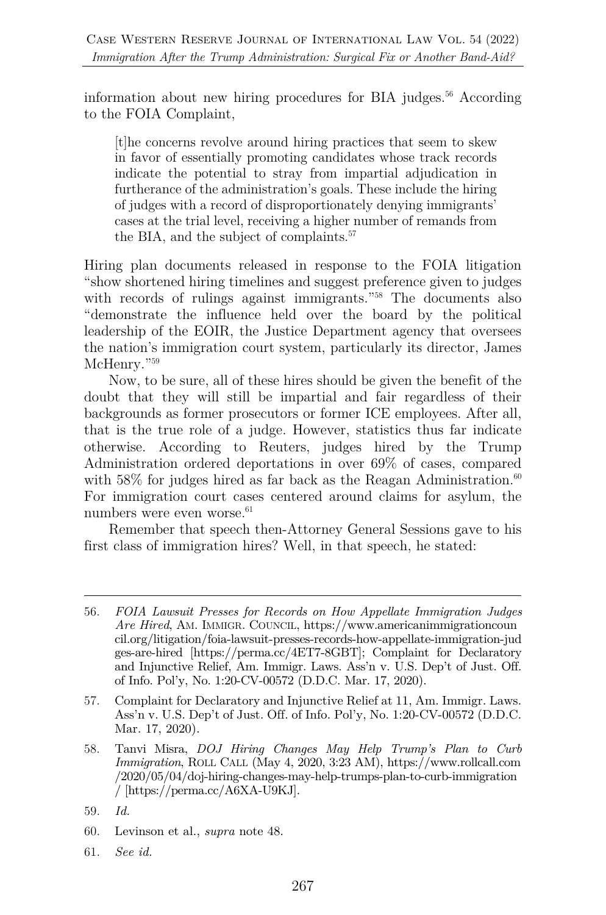information about new hiring procedures for BIA judges.[56] According to the FOIA Complaint,

> [t]he concerns revolve around hiring practices that seem to skew in favor of essentially promoting candidates whose track records indicate the potential to stray from impartial adjudication in furtherance of the administration's goals. These include the hiring of judges with a record of disproportionately denying immigrants' cases at the trial level, receiving a higher number of remands from the BIA, and the subject of complaints.[57]

Hiring plan documents released in response to the FOIA litigation "show shortened hiring timelines and suggest preference given to judges with records of rulings against immigrants."[58] The documents also "demonstrate the influence held over the board by the political leadership of the EOIR, the Justice Department agency that oversees the nation's immigration court system, particularly its director, James McHenry."[59]

Now, to be sure, all of these hires should be given the benefit of the doubt that they will still be impartial and fair regardless of their backgrounds as former prosecutors or former ICE employees. After all, that is the true role of a judge. However, statistics thus far indicate otherwise. According to Reuters, judges hired by the Trump Administration ordered deportations in over 69% of cases, compared with 58% for judges hired as far back as the Reagan Administration.[60] For immigration court cases centered around claims for asylum, the numbers were even worse.[61]

Remember that speech then-Attorney General Sessions gave to his first class of immigration hires? Well, in that speech, he stated:

---

56. *FOIA Lawsuit Presses for Records on How Appellate Immigration Judges Are Hired*, AM. IMMIGR. COUNCIL, https://www.americanimmigrationcouncil.org/litigation/foia-lawsuit-presses-records-how-appellate-immigration-judges-are-hired [https://perma.cc/4ET7-8GBT]; Complaint for Declaratory and Injunctive Relief, Am. Immigr. Laws. Ass'n v. U.S. Dep't of Just. Off. of Info. Pol'y, No. 1:20-CV-00572 (D.D.C. Mar. 17, 2020).

57. Complaint for Declaratory and Injunctive Relief at 11, Am. Immigr. Laws. Ass'n v. U.S. Dep't of Just. Off. of Info. Pol'y, No. 1:20-CV-00572 (D.D.C. Mar. 17, 2020).

58. Tanvi Misra, *DOJ Hiring Changes May Help Trump's Plan to Curb Immigration*, ROLL CALL (May 4, 2020, 3:23 AM), https://www.rollcall.com/2020/05/04/doj-hiring-changes-may-help-trumps-plan-to-curb-immigration/ [https://perma.cc/A6XA-U9KJ].

59. *Id.*

60. Levinson et al., *supra* note 48.

61. *See id.*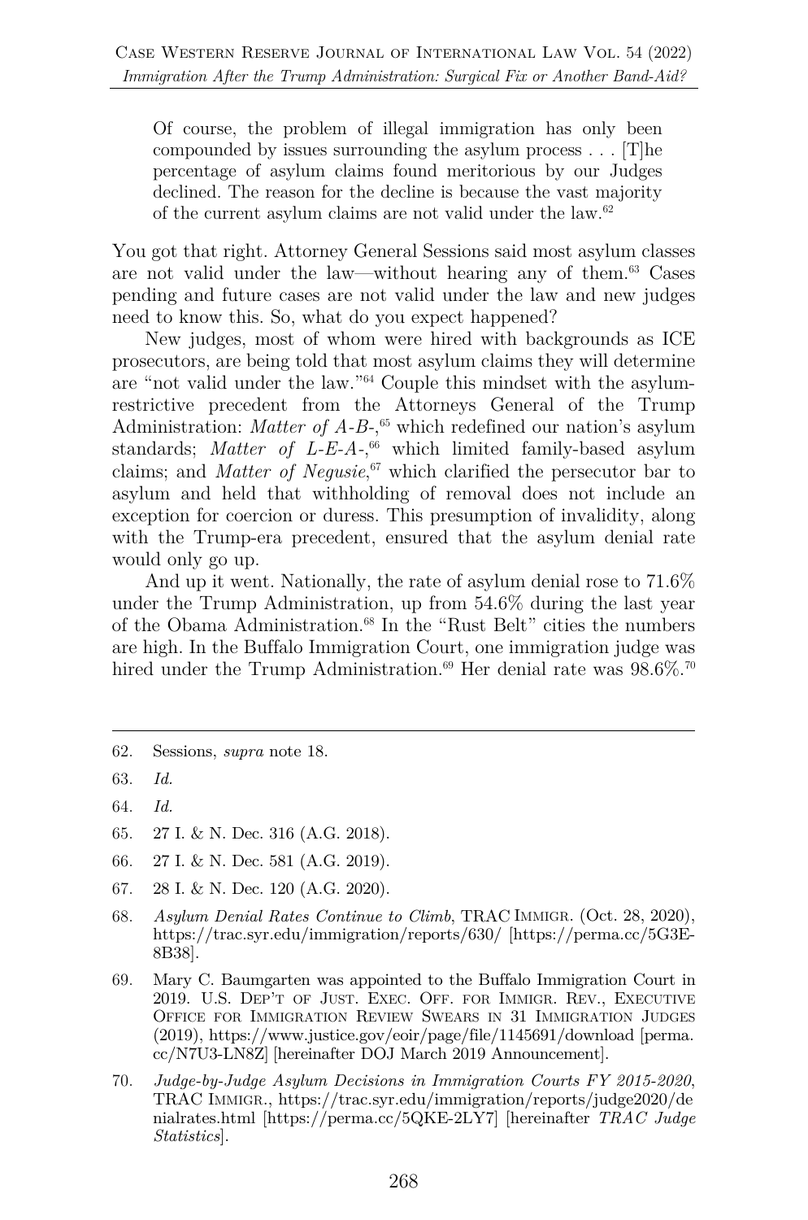> Of course, the problem of illegal immigration has only been compounded by issues surrounding the asylum process . . . [T]he percentage of asylum claims found meritorious by our Judges declined. The reason for the decline is because the vast majority of the current asylum claims are not valid under the law.[62]

You got that right. Attorney General Sessions said most asylum classes are not valid under the law—without hearing any of them.[63] Cases pending and future cases are not valid under the law and new judges need to know this. So, what do you expect happened?

New judges, most of whom were hired with backgrounds as ICE prosecutors, are being told that most asylum claims they will determine are "not valid under the law."[64] Couple this mindset with the asylum-restrictive precedent from the Attorneys General of the Trump Administration: *Matter of A-B-*,[65] which redefined our nation's asylum standards; *Matter of L-E-A-*,[66] which limited family-based asylum claims; and *Matter of Negusie*,[67] which clarified the persecutor bar to asylum and held that withholding of removal does not include an exception for coercion or duress. This presumption of invalidity, along with the Trump-era precedent, ensured that the asylum denial rate would only go up.

And up it went. Nationally, the rate of asylum denial rose to 71.6% under the Trump Administration, up from 54.6% during the last year of the Obama Administration.[68] In the "Rust Belt" cities the numbers are high. In the Buffalo Immigration Court, one immigration judge was hired under the Trump Administration.[69] Her denial rate was 98.6%.[70]

---

62. Sessions, *supra* note 18.
63. *Id.*
64. *Id.*
65. 27 I. & N. Dec. 316 (A.G. 2018).
66. 27 I. & N. Dec. 581 (A.G. 2019).
67. 28 I. & N. Dec. 120 (A.G. 2020).
68. *Asylum Denial Rates Continue to Climb*, TRAC IMMIGR. (Oct. 28, 2020), https://trac.syr.edu/immigration/reports/630/ [https://perma.cc/5G3E-8B38].
69. Mary C. Baumgarten was appointed to the Buffalo Immigration Court in 2019. U.S. DEP'T OF JUST. EXEC. OFF. FOR IMMIGR. REV., EXECUTIVE OFFICE FOR IMMIGRATION REVIEW SWEARS IN 31 IMMIGRATION JUDGES (2019), https://www.justice.gov/eoir/page/file/1145691/download [perma.cc/N7U3-LN8Z] [hereinafter DOJ March 2019 Announcement].
70. *Judge-by-Judge Asylum Decisions in Immigration Courts FY 2015-2020*, TRAC IMMIGR., https://trac.syr.edu/immigration/reports/judge2020/denialrates.html [https://perma.cc/5QKE-2LY7] [hereinafter *TRAC Judge Statistics*].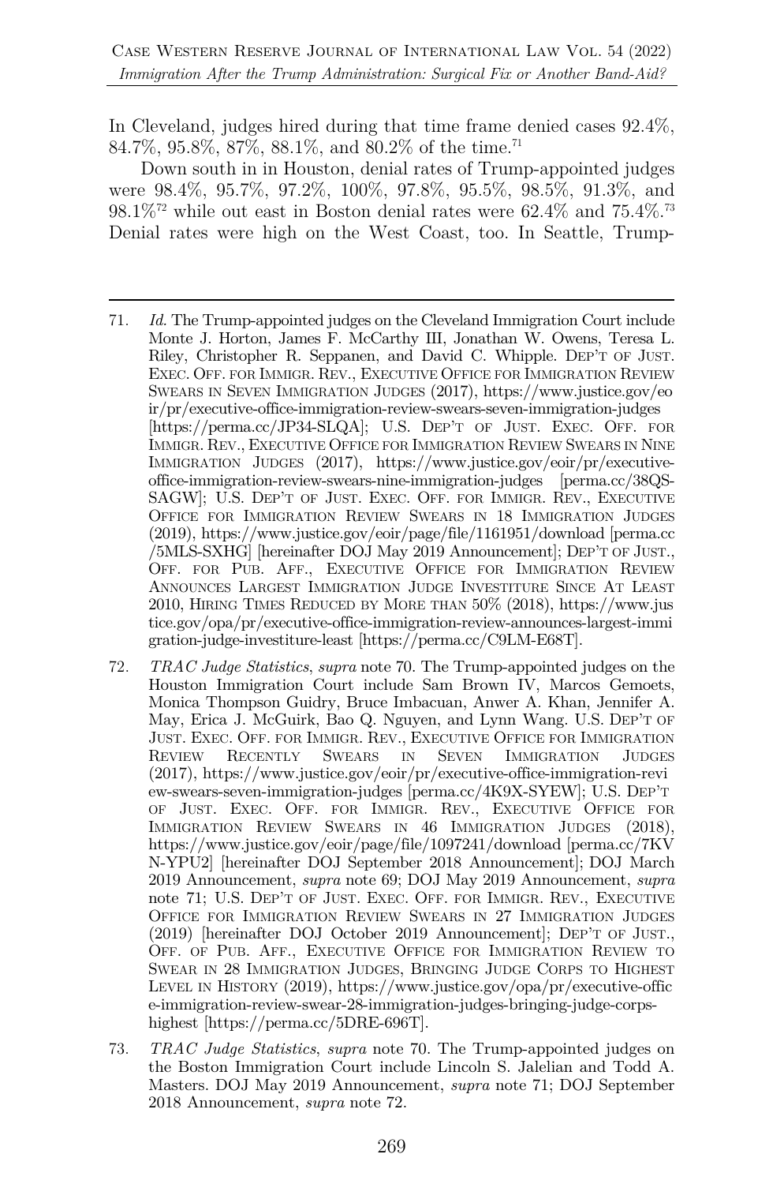In Cleveland, judges hired during that time frame denied cases 92.4%, 84.7%, 95.8%, 87%, 88.1%, and 80.2% of the time.[71]

Down south in in Houston, denial rates of Trump-appointed judges were 98.4%, 95.7%, 97.2%, 100%, 97.8%, 95.5%, 98.5%, 91.3%, and 98.1%[72] while out east in Boston denial rates were 62.4% and 75.4%.[73] Denial rates were high on the West Coast, too. In Seattle, Trump-

---

71. *Id.* The Trump-appointed judges on the Cleveland Immigration Court include Monte J. Horton, James F. McCarthy III, Jonathan W. Owens, Teresa L. Riley, Christopher R. Seppanen, and David C. Whipple. Dep't of Just. Exec. Off. for Immigr. Rev., Executive Office for Immigration Review Swears in Seven Immigration Judges (2017), https://www.justice.gov/eoir/pr/executive-office-immigration-review-swears-seven-immigration-judges [https://perma.cc/JP34-SLQA]; U.S. Dep't of Just. Exec. Off. for Immigr. Rev., Executive Office for Immigration Review Swears in Nine Immigration Judges (2017), https://www.justice.gov/eoir/pr/executive-office-immigration-review-swears-nine-immigration-judges [perma.cc/38QS-SAGW]; U.S. Dep't of Just. Exec. Off. for Immigr. Rev., Executive Office for Immigration Review Swears in 18 Immigration Judges (2019), https://www.justice.gov/eoir/page/file/1161951/download [perma.cc/5MLS-SXHG] [hereinafter DOJ May 2019 Announcement]; Dep't of Just., Off. for Pub. Aff., Executive Office for Immigration Review Announces Largest Immigration Judge Investiture Since At Least 2010, Hiring Times Reduced by More than 50% (2018), https://www.justice.gov/opa/pr/executive-office-immigration-review-announces-largest-immigration-judge-investiture-least [https://perma.cc/C9LM-E68T].

72. *TRAC Judge Statistics*, *supra* note 70. The Trump-appointed judges on the Houston Immigration Court include Sam Brown IV, Marcos Gemoets, Monica Thompson Guidry, Bruce Imbacuan, Anwer A. Khan, Jennifer A. May, Erica J. McGuirk, Bao Q. Nguyen, and Lynn Wang. U.S. Dep't of Just. Exec. Off. for Immigr. Rev., Executive Office for Immigration Review Recently Swears in Seven Immigration Judges (2017), https://www.justice.gov/eoir/pr/executive-office-immigration-review-swears-seven-immigration-judges [perma.cc/4K9X-SYEW]; U.S. Dep't of Just. Exec. Off. for Immigr. Rev., Executive Office for Immigration Review Swears in 46 Immigration Judges (2018), https://www.justice.gov/eoir/page/file/1097241/download [perma.cc/7KVN-YPU2] [hereinafter DOJ September 2018 Announcement]; DOJ March 2019 Announcement, *supra* note 69; DOJ May 2019 Announcement, *supra* note 71; U.S. Dep't of Just. Exec. Off. for Immigr. Rev., Executive Office for Immigration Review Swears in 27 Immigration Judges (2019) [hereinafter DOJ October 2019 Announcement]; Dep't of Just., Off. of Pub. Aff., Executive Office for Immigration Review to Swear in 28 Immigration Judges, Bringing Judge Corps to Highest Level in History (2019), https://www.justice.gov/opa/pr/executive-office-immigration-review-swear-28-immigration-judges-bringing-judge-corps-highest [https://perma.cc/5DRE-696T].

73. *TRAC Judge Statistics*, *supra* note 70. The Trump-appointed judges on the Boston Immigration Court include Lincoln S. Jalelian and Todd A. Masters. DOJ May 2019 Announcement, *supra* note 71; DOJ September 2018 Announcement, *supra* note 72.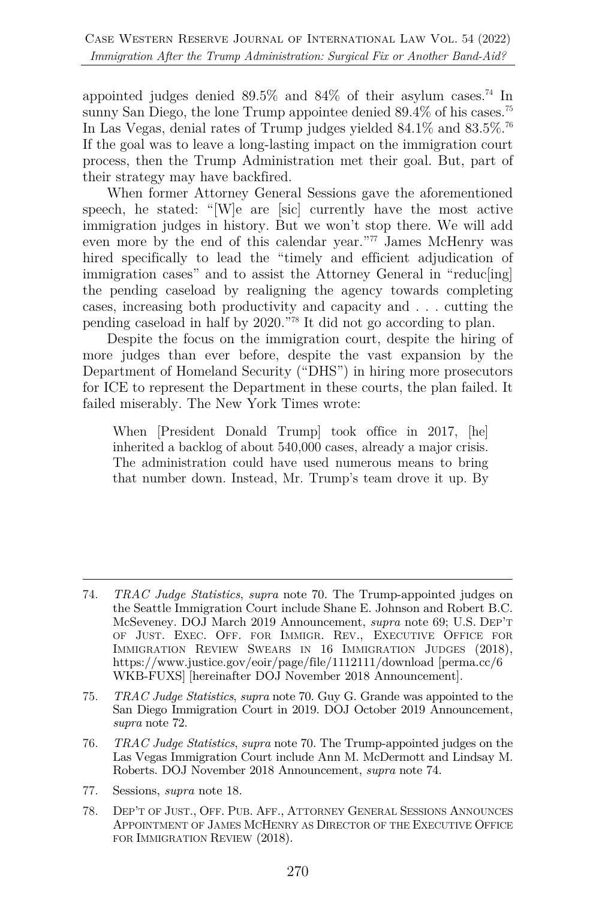appointed judges denied 89.5% and 84% of their asylum cases.[74] In sunny San Diego, the lone Trump appointee denied 89.4% of his cases.[75] In Las Vegas, denial rates of Trump judges yielded 84.1% and 83.5%.[76] If the goal was to leave a long-lasting impact on the immigration court process, then the Trump Administration met their goal. But, part of their strategy may have backfired.

When former Attorney General Sessions gave the aforementioned speech, he stated: "[W]e are [sic] currently have the most active immigration judges in history. But we won't stop there. We will add even more by the end of this calendar year."[77] James McHenry was hired specifically to lead the "timely and efficient adjudication of immigration cases" and to assist the Attorney General in "reduc[ing] the pending caseload by realigning the agency towards completing cases, increasing both productivity and capacity and . . . cutting the pending caseload in half by 2020."[78] It did not go according to plan.

Despite the focus on the immigration court, despite the hiring of more judges than ever before, despite the vast expansion by the Department of Homeland Security ("DHS") in hiring more prosecutors for ICE to represent the Department in these courts, the plan failed. It failed miserably. The New York Times wrote:

> When [President Donald Trump] took office in 2017, [he] inherited a backlog of about 540,000 cases, already a major crisis. The administration could have used numerous means to bring that number down. Instead, Mr. Trump's team drove it up. By

---

74. *TRAC Judge Statistics*, *supra* note 70. The Trump-appointed judges on the Seattle Immigration Court include Shane E. Johnson and Robert B.C. McSeveney. DOJ March 2019 Announcement, *supra* note 69; U.S. DEP'T OF JUST. EXEC. OFF. FOR IMMIGR. REV., EXECUTIVE OFFICE FOR IMMIGRATION REVIEW SWEARS IN 16 IMMIGRATION JUDGES (2018), https://www.justice.gov/eoir/page/file/1112111/download [perma.cc/6WKB-FUXS] [hereinafter DOJ November 2018 Announcement].

75. *TRAC Judge Statistics*, *supra* note 70. Guy G. Grande was appointed to the San Diego Immigration Court in 2019. DOJ October 2019 Announcement, *supra* note 72.

76. *TRAC Judge Statistics*, *supra* note 70. The Trump-appointed judges on the Las Vegas Immigration Court include Ann M. McDermott and Lindsay M. Roberts. DOJ November 2018 Announcement, *supra* note 74.

77. Sessions, *supra* note 18.

78. DEP'T OF JUST., OFF. PUB. AFF., ATTORNEY GENERAL SESSIONS ANNOUNCES APPOINTMENT OF JAMES MCHENRY AS DIRECTOR OF THE EXECUTIVE OFFICE FOR IMMIGRATION REVIEW (2018).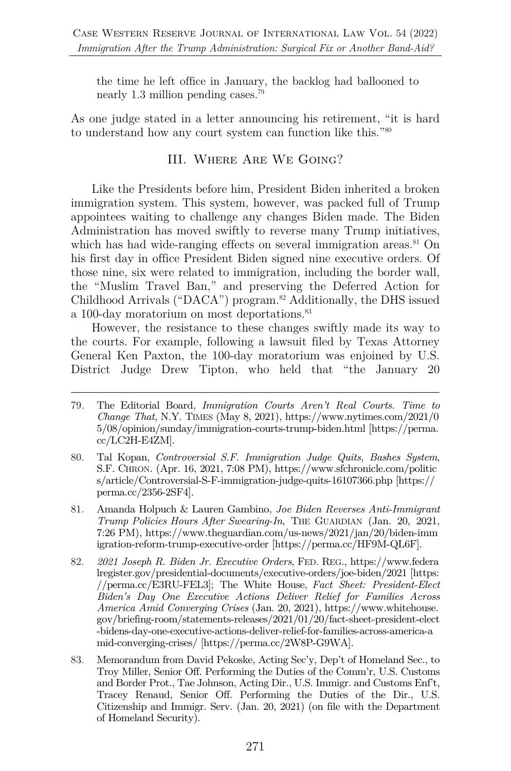> the time he left office in January, the backlog had ballooned to nearly 1.3 million pending cases.[79]

As one judge stated in a letter announcing his retirement, "it is hard to understand how any court system can function like this."[80]

## III. Where Are We Going?

Like the Presidents before him, President Biden inherited a broken immigration system. This system, however, was packed full of Trump appointees waiting to challenge any changes Biden made. The Biden Administration has moved swiftly to reverse many Trump initiatives, which has had wide-ranging effects on several immigration areas.[81] On his first day in office President Biden signed nine executive orders. Of those nine, six were related to immigration, including the border wall, the "Muslim Travel Ban," and preserving the Deferred Action for Childhood Arrivals ("DACA") program.[82] Additionally, the DHS issued a 100-day moratorium on most deportations.[83]

However, the resistance to these changes swiftly made its way to the courts. For example, following a lawsuit filed by Texas Attorney General Ken Paxton, the 100-day moratorium was enjoined by U.S. District Judge Drew Tipton, who held that "the January 20

---

79. The Editorial Board, *Immigration Courts Aren't Real Courts. Time to Change That*, N.Y. Times (May 8, 2021), https://www.nytimes.com/2021/05/08/opinion/sunday/immigration-courts-trump-biden.html [https://perma.cc/LC2H-E4ZM].

80. Tal Kopan, *Controversial S.F. Immigration Judge Quits, Bashes System*, S.F. Chron. (Apr. 16, 2021, 7:08 PM), https://www.sfchronicle.com/politics/article/Controversial-S-F-immigration-judge-quits-16107366.php [https://perma.cc/2356-2SF4].

81. Amanda Holpuch & Lauren Gambino, *Joe Biden Reverses Anti-Immigrant Trump Policies Hours After Swearing-In*, The Guardian (Jan. 20, 2021, 7:26 PM), https://www.theguardian.com/us-news/2021/jan/20/biden-immigration-reform-trump-executive-order [https://perma.cc/HF9M-QL6F].

82. *2021 Joseph R. Biden Jr. Executive Orders*, Fed. Reg., https://www.federalregister.gov/presidential-documents/executive-orders/joe-biden/2021 [https://perma.cc/E3RU-FEL3]; The White House, *Fact Sheet: President-Elect Biden's Day One Executive Actions Deliver Relief for Families Across America Amid Converging Crises* (Jan. 20, 2021), https://www.whitehouse.gov/briefing-room/statements-releases/2021/01/20/fact-sheet-president-elect-bidens-day-one-executive-actions-deliver-relief-for-families-across-america-amid-converging-crises/ [https://perma.cc/2W8P-G9WA].

83. Memorandum from David Pekoske, Acting Sec'y, Dep't of Homeland Sec., to Troy Miller, Senior Off. Performing the Duties of the Comm'r, U.S. Customs and Border Prot., Tae Johnson, Acting Dir., U.S. Immigr. and Customs Enf't, Tracey Renaud, Senior Off. Performing the Duties of the Dir., U.S. Citizenship and Immigr. Serv. (Jan. 20, 2021) (on file with the Department of Homeland Security).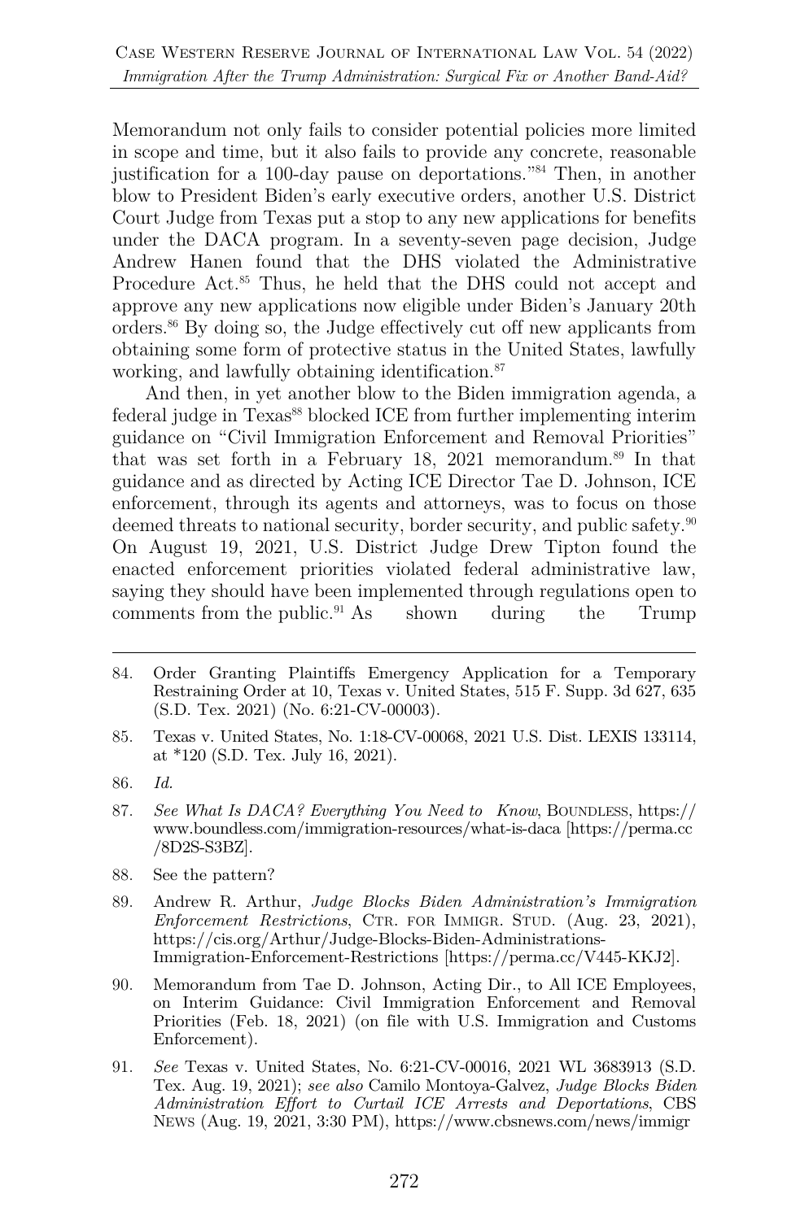Memorandum not only fails to consider potential policies more limited in scope and time, but it also fails to provide any concrete, reasonable justification for a 100-day pause on deportations."[84] Then, in another blow to President Biden's early executive orders, another U.S. District Court Judge from Texas put a stop to any new applications for benefits under the DACA program. In a seventy-seven page decision, Judge Andrew Hanen found that the DHS violated the Administrative Procedure Act.[85] Thus, he held that the DHS could not accept and approve any new applications now eligible under Biden's January 20th orders.[86] By doing so, the Judge effectively cut off new applicants from obtaining some form of protective status in the United States, lawfully working, and lawfully obtaining identification.[87]

And then, in yet another blow to the Biden immigration agenda, a federal judge in Texas[88] blocked ICE from further implementing interim guidance on "Civil Immigration Enforcement and Removal Priorities" that was set forth in a February 18, 2021 memorandum.[89] In that guidance and as directed by Acting ICE Director Tae D. Johnson, ICE enforcement, through its agents and attorneys, was to focus on those deemed threats to national security, border security, and public safety.[90] On August 19, 2021, U.S. District Judge Drew Tipton found the enacted enforcement priorities violated federal administrative law, saying they should have been implemented through regulations open to comments from the public.[91] As shown during the Trump

---

84. Order Granting Plaintiffs Emergency Application for a Temporary Restraining Order at 10, Texas v. United States, 515 F. Supp. 3d 627, 635 (S.D. Tex. 2021) (No. 6:21-CV-00003).

85. Texas v. United States, No. 1:18-CV-00068, 2021 U.S. Dist. LEXIS 133114, at *120 (S.D. Tex. July 16, 2021).

86. *Id.*

87. *See What Is DACA? Everything You Need to Know*, BOUNDLESS, https://www.boundless.com/immigration-resources/what-is-daca [https://perma.cc/8D2S-S3BZ].

88. See the pattern?

89. Andrew R. Arthur, *Judge Blocks Biden Administration's Immigration Enforcement Restrictions*, CTR. FOR IMMIGR. STUD. (Aug. 23, 2021), https://cis.org/Arthur/Judge-Blocks-Biden-Administrations-Immigration-Enforcement-Restrictions [https://perma.cc/V445-KKJ2].

90. Memorandum from Tae D. Johnson, Acting Dir., to All ICE Employees, on Interim Guidance: Civil Immigration Enforcement and Removal Priorities (Feb. 18, 2021) (on file with U.S. Immigration and Customs Enforcement).

91. *See* Texas v. United States, No. 6:21-CV-00016, 2021 WL 3683913 (S.D. Tex. Aug. 19, 2021); *see also* Camilo Montoya-Galvez, *Judge Blocks Biden Administration Effort to Curtail ICE Arrests and Deportations*, CBS NEWS (Aug. 19, 2021, 3:30 PM), https://www.cbsnews.com/news/immigr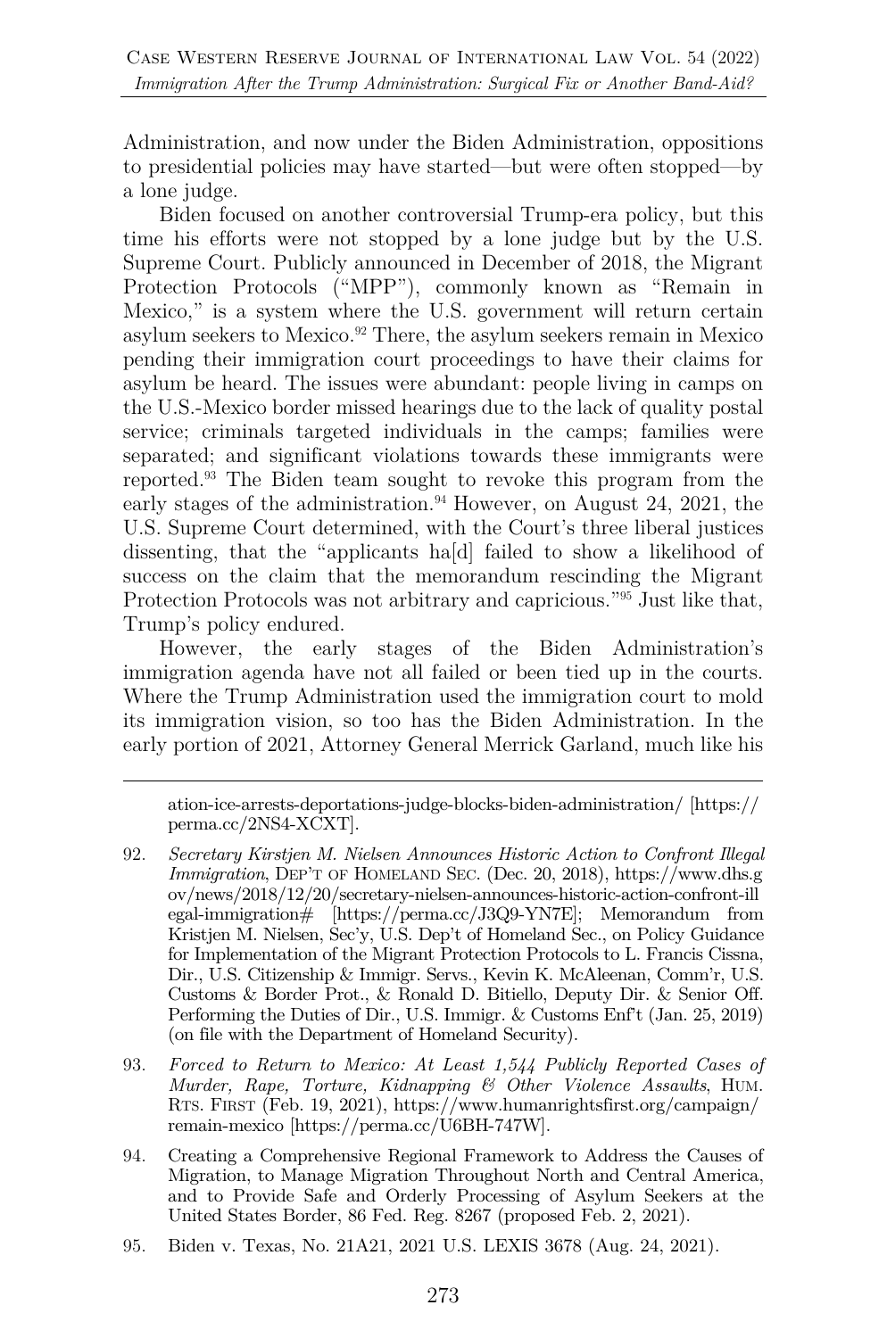Administration, and now under the Biden Administration, oppositions to presidential policies may have started—but were often stopped—by a lone judge.

Biden focused on another controversial Trump-era policy, but this time his efforts were not stopped by a lone judge but by the U.S. Supreme Court. Publicly announced in December of 2018, the Migrant Protection Protocols ("MPP"), commonly known as "Remain in Mexico," is a system where the U.S. government will return certain asylum seekers to Mexico.[92] There, the asylum seekers remain in Mexico pending their immigration court proceedings to have their claims for asylum be heard. The issues were abundant: people living in camps on the U.S.-Mexico border missed hearings due to the lack of quality postal service; criminals targeted individuals in the camps; families were separated; and significant violations towards these immigrants were reported.[93] The Biden team sought to revoke this program from the early stages of the administration.[94] However, on August 24, 2021, the U.S. Supreme Court determined, with the Court's three liberal justices dissenting, that the "applicants ha[d] failed to show a likelihood of success on the claim that the memorandum rescinding the Migrant Protection Protocols was not arbitrary and capricious."[95] Just like that, Trump's policy endured.

However, the early stages of the Biden Administration's immigration agenda have not all failed or been tied up in the courts. Where the Trump Administration used the immigration court to mold its immigration vision, so too has the Biden Administration. In the early portion of 2021, Attorney General Merrick Garland, much like his

---

ation-ice-arrests-deportations-judge-blocks-biden-administration/ [https://perma.cc/2NS4-XCXT].

92. *Secretary Kirstjen M. Nielsen Announces Historic Action to Confront Illegal Immigration*, DEP'T OF HOMELAND SEC. (Dec. 20, 2018), https://www.dhs.gov/news/2018/12/20/secretary-nielsen-announces-historic-action-confront-illegal-immigration# [https://perma.cc/J3Q9-YN7E]; Memorandum from Kristjen M. Nielsen, Sec'y, U.S. Dep't of Homeland Sec., on Policy Guidance for Implementation of the Migrant Protection Protocols to L. Francis Cissna, Dir., U.S. Citizenship & Immigr. Servs., Kevin K. McAleenan, Comm'r, U.S. Customs & Border Prot., & Ronald D. Bitiello, Deputy Dir. & Senior Off. Performing the Duties of Dir., U.S. Immigr. & Customs Enf't (Jan. 25, 2019) (on file with the Department of Homeland Security).

93. *Forced to Return to Mexico: At Least 1,544 Publicly Reported Cases of Murder, Rape, Torture, Kidnapping & Other Violence Assaults*, HUM. RTS. FIRST (Feb. 19, 2021), https://www.humanrightsfirst.org/campaign/remain-mexico [https://perma.cc/U6BH-747W].

94. Creating a Comprehensive Regional Framework to Address the Causes of Migration, to Manage Migration Throughout North and Central America, and to Provide Safe and Orderly Processing of Asylum Seekers at the United States Border, 86 Fed. Reg. 8267 (proposed Feb. 2, 2021).

95. Biden v. Texas, No. 21A21, 2021 U.S. LEXIS 3678 (Aug. 24, 2021).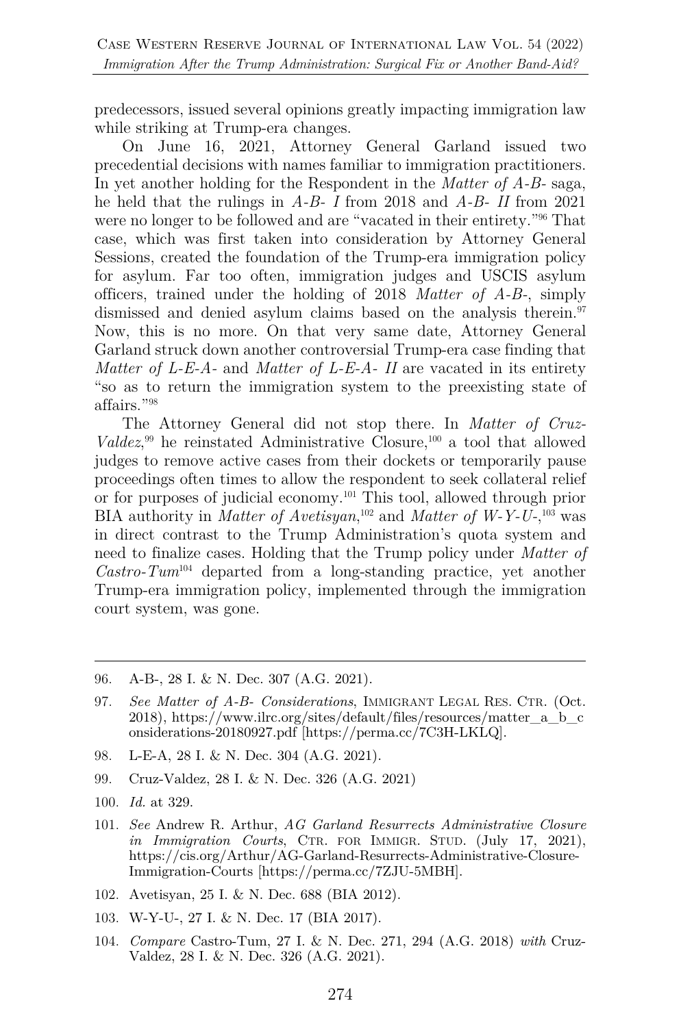predecessors, issued several opinions greatly impacting immigration law while striking at Trump-era changes.

On June 16, 2021, Attorney General Garland issued two precedential decisions with names familiar to immigration practitioners. In yet another holding for the Respondent in the *Matter of A-B-* saga, he held that the rulings in *A-B- I* from 2018 and *A-B- II* from 2021 were no longer to be followed and are "vacated in their entirety."[96] That case, which was first taken into consideration by Attorney General Sessions, created the foundation of the Trump-era immigration policy for asylum. Far too often, immigration judges and USCIS asylum officers, trained under the holding of 2018 *Matter of A-B-*, simply dismissed and denied asylum claims based on the analysis therein.[97] Now, this is no more. On that very same date, Attorney General Garland struck down another controversial Trump-era case finding that *Matter of L-E-A-* and *Matter of L-E-A- II* are vacated in its entirety "so as to return the immigration system to the preexisting state of affairs."[98]

The Attorney General did not stop there. In *Matter of Cruz-Valdez*,[99] he reinstated Administrative Closure,[100] a tool that allowed judges to remove active cases from their dockets or temporarily pause proceedings often times to allow the respondent to seek collateral relief or for purposes of judicial economy.[101] This tool, allowed through prior BIA authority in *Matter of Avetisyan*,[102] and *Matter of W-Y-U-*,[103] was in direct contrast to the Trump Administration's quota system and need to finalize cases. Holding that the Trump policy under *Matter of Castro-Tum*[104] departed from a long-standing practice, yet another Trump-era immigration policy, implemented through the immigration court system, was gone.

---

96. A-B-, 28 I. & N. Dec. 307 (A.G. 2021).

97. *See Matter of A-B- Considerations*, IMMIGRANT LEGAL RES. CTR. (Oct. 2018), https://www.ilrc.org/sites/default/files/resources/matter_a_b_considerations-20180927.pdf [https://perma.cc/7C3H-LKLQ].

98. L-E-A, 28 I. & N. Dec. 304 (A.G. 2021).

99. Cruz-Valdez, 28 I. & N. Dec. 326 (A.G. 2021)

100. *Id.* at 329.

101. *See* Andrew R. Arthur, *AG Garland Resurrects Administrative Closure in Immigration Courts*, CTR. FOR IMMIGR. STUD. (July 17, 2021), https://cis.org/Arthur/AG-Garland-Resurrects-Administrative-Closure-Immigration-Courts [https://perma.cc/7ZJU-5MBH].

102. Avetisyan, 25 I. & N. Dec. 688 (BIA 2012).

103. W-Y-U-, 27 I. & N. Dec. 17 (BIA 2017).

104. *Compare* Castro-Tum, 27 I. & N. Dec. 271, 294 (A.G. 2018) *with* Cruz-Valdez, 28 I. & N. Dec. 326 (A.G. 2021).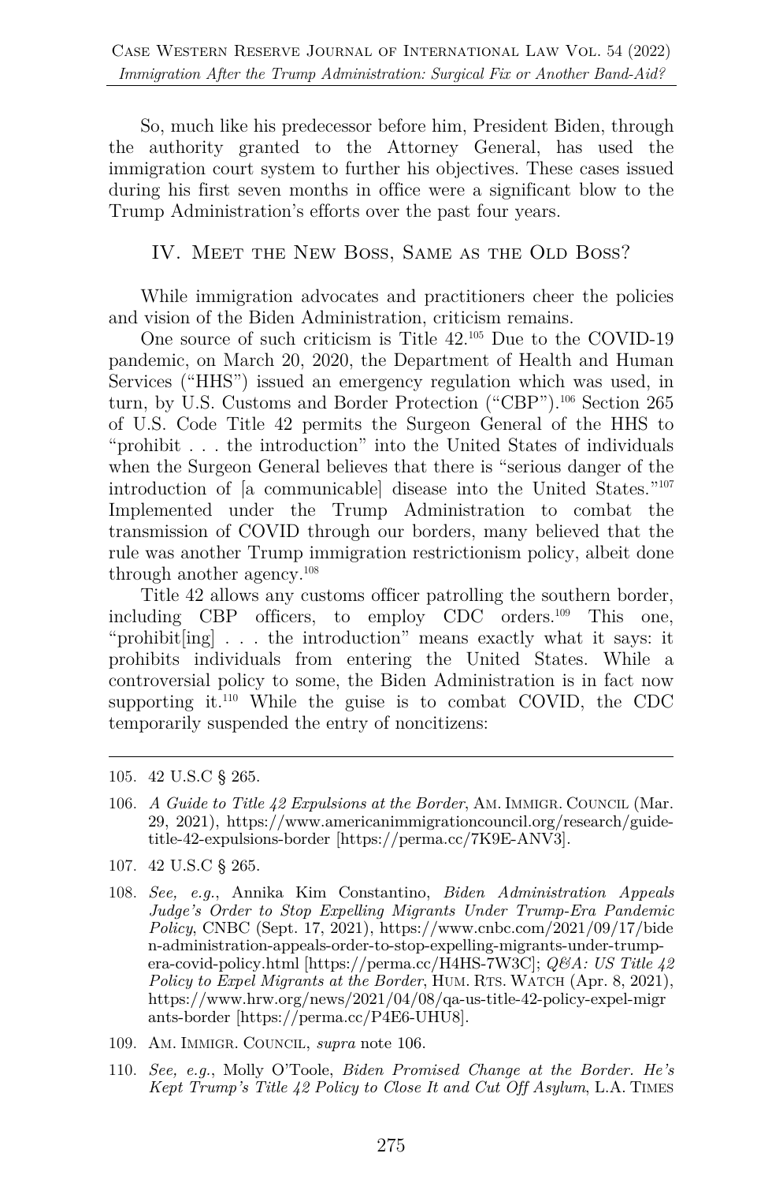So, much like his predecessor before him, President Biden, through the authority granted to the Attorney General, has used the immigration court system to further his objectives. These cases issued during his first seven months in office were a significant blow to the Trump Administration's efforts over the past four years.

## IV. Meet the New Boss, Same as the Old Boss?

While immigration advocates and practitioners cheer the policies and vision of the Biden Administration, criticism remains.

One source of such criticism is Title 42.[105] Due to the COVID-19 pandemic, on March 20, 2020, the Department of Health and Human Services ("HHS") issued an emergency regulation which was used, in turn, by U.S. Customs and Border Protection ("CBP").[106] Section 265 of U.S. Code Title 42 permits the Surgeon General of the HHS to "prohibit . . . the introduction" into the United States of individuals when the Surgeon General believes that there is "serious danger of the introduction of [a communicable] disease into the United States."[107] Implemented under the Trump Administration to combat the transmission of COVID through our borders, many believed that the rule was another Trump immigration restrictionism policy, albeit done through another agency.[108]

Title 42 allows any customs officer patrolling the southern border, including CBP officers, to employ CDC orders.[109] This one, "prohibit[ing] . . . the introduction" means exactly what it says: it prohibits individuals from entering the United States. While a controversial policy to some, the Biden Administration is in fact now supporting it.[110] While the guise is to combat COVID, the CDC temporarily suspended the entry of noncitizens:

---

105. 42 U.S.C § 265.

106. *A Guide to Title 42 Expulsions at the Border*, Am. Immigr. Council (Mar. 29, 2021), https://www.americanimmigrationcouncil.org/research/guide-title-42-expulsions-border [https://perma.cc/7K9E-ANV3].

107. 42 U.S.C § 265.

108. *See, e.g.*, Annika Kim Constantino, *Biden Administration Appeals Judge's Order to Stop Expelling Migrants Under Trump-Era Pandemic Policy*, CNBC (Sept. 17, 2021), https://www.cnbc.com/2021/09/17/biden-administration-appeals-order-to-stop-expelling-migrants-under-trump-era-covid-policy.html [https://perma.cc/H4HS-7W3C]; *Q&A: US Title 42 Policy to Expel Migrants at the Border*, Hum. Rts. Watch (Apr. 8, 2021), https://www.hrw.org/news/2021/04/08/qa-us-title-42-policy-expel-migrants-border [https://perma.cc/P4E6-UHU8].

109. Am. Immigr. Council, *supra* note 106.

110. *See, e.g.*, Molly O'Toole, *Biden Promised Change at the Border. He's Kept Trump's Title 42 Policy to Close It and Cut Off Asylum*, L.A. Times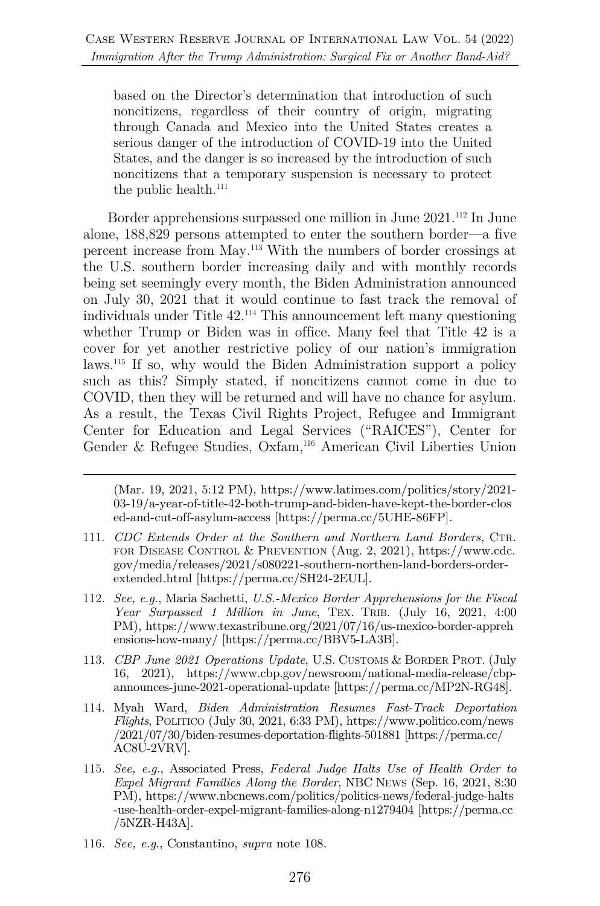> based on the Director's determination that introduction of such noncitizens, regardless of their country of origin, migrating through Canada and Mexico into the United States creates a serious danger of the introduction of COVID-19 into the United States, and the danger is so increased by the introduction of such noncitizens that a temporary suspension is necessary to protect the public health.[111]

Border apprehensions surpassed one million in June 2021.[112] In June alone, 188,829 persons attempted to enter the southern border—a five percent increase from May.[113] With the numbers of border crossings at the U.S. southern border increasing daily and with monthly records being set seemingly every month, the Biden Administration announced on July 30, 2021 that it would continue to fast track the removal of individuals under Title 42.[114] This announcement left many questioning whether Trump or Biden was in office. Many feel that Title 42 is a cover for yet another restrictive policy of our nation's immigration laws.[115] If so, why would the Biden Administration support a policy such as this? Simply stated, if noncitizens cannot come in due to COVID, then they will be returned and will have no chance for asylum. As a result, the Texas Civil Rights Project, Refugee and Immigrant Center for Education and Legal Services ("RAICES"), Center for Gender & Refugee Studies, Oxfam,[116] American Civil Liberties Union

---

(Mar. 19, 2021, 5:12 PM), https://www.latimes.com/politics/story/2021-03-19/a-year-of-title-42-both-trump-and-biden-have-kept-the-border-closed-and-cut-off-asylum-access [https://perma.cc/5UHE-86FP].

111. *CDC Extends Order at the Southern and Northern Land Borders*, CTR. FOR DISEASE CONTROL & PREVENTION (Aug. 2, 2021), https://www.cdc.gov/media/releases/2021/s080221-southern-northen-land-borders-order-extended.html [https://perma.cc/SH24-2EUL].

112. *See, e.g.*, Maria Sachetti, *U.S.-Mexico Border Apprehensions for the Fiscal Year Surpassed 1 Million in June*, TEX. TRIB. (July 16, 2021, 4:00 PM), https://www.texastribune.org/2021/07/16/us-mexico-border-apprehensions-how-many/ [https://perma.cc/BBV5-LA3B].

113. *CBP June 2021 Operations Update*, U.S. CUSTOMS & BORDER PROT. (July 16, 2021), https://www.cbp.gov/newsroom/national-media-release/cbp-announces-june-2021-operational-update [https://perma.cc/MP2N-RG48].

114. Myah Ward, *Biden Administration Resumes Fast-Track Deportation Flights*, POLITICO (July 30, 2021, 6:33 PM), https://www.politico.com/news/2021/07/30/biden-resumes-deportation-flights-501881 [https://perma.cc/AC8U-2VRV].

115. *See, e.g.*, Associated Press, *Federal Judge Halts Use of Health Order to Expel Migrant Families Along the Border*, NBC NEWS (Sep. 16, 2021, 8:30 PM), https://www.nbcnews.com/politics/politics-news/federal-judge-halts-use-health-order-expel-migrant-families-along-n1279404 [https://perma.cc/5NZR-H43A].

116. *See, e.g.*, Constantino, *supra* note 108.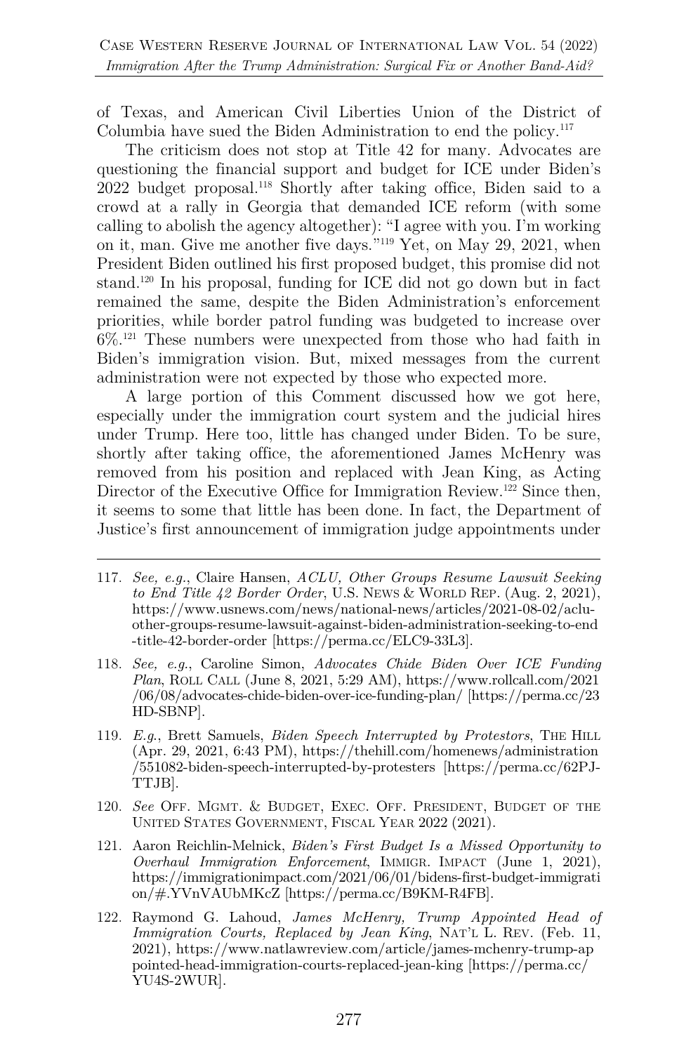of Texas, and American Civil Liberties Union of the District of Columbia have sued the Biden Administration to end the policy.[117]

The criticism does not stop at Title 42 for many. Advocates are questioning the financial support and budget for ICE under Biden's 2022 budget proposal.[118] Shortly after taking office, Biden said to a crowd at a rally in Georgia that demanded ICE reform (with some calling to abolish the agency altogether): "I agree with you. I'm working on it, man. Give me another five days."[119] Yet, on May 29, 2021, when President Biden outlined his first proposed budget, this promise did not stand.[120] In his proposal, funding for ICE did not go down but in fact remained the same, despite the Biden Administration's enforcement priorities, while border patrol funding was budgeted to increase over 6%.[121] These numbers were unexpected from those who had faith in Biden's immigration vision. But, mixed messages from the current administration were not expected by those who expected more.

A large portion of this Comment discussed how we got here, especially under the immigration court system and the judicial hires under Trump. Here too, little has changed under Biden. To be sure, shortly after taking office, the aforementioned James McHenry was removed from his position and replaced with Jean King, as Acting Director of the Executive Office for Immigration Review.[122] Since then, it seems to some that little has been done. In fact, the Department of Justice's first announcement of immigration judge appointments under

---

117. *See, e.g.*, Claire Hansen, *ACLU, Other Groups Resume Lawsuit Seeking to End Title 42 Border Order*, U.S. NEWS & WORLD REP. (Aug. 2, 2021), https://www.usnews.com/news/national-news/articles/2021-08-02/aclu-other-groups-resume-lawsuit-against-biden-administration-seeking-to-end-title-42-border-order [https://perma.cc/ELC9-33L3].

118. *See, e.g.*, Caroline Simon, *Advocates Chide Biden Over ICE Funding Plan*, ROLL CALL (June 8, 2021, 5:29 AM), https://www.rollcall.com/2021/06/08/advocates-chide-biden-over-ice-funding-plan/ [https://perma.cc/23HD-SBNP].

119. *E.g.*, Brett Samuels, *Biden Speech Interrupted by Protestors*, THE HILL (Apr. 29, 2021, 6:43 PM), https://thehill.com/homenews/administration/551082-biden-speech-interrupted-by-protesters [https://perma.cc/62PJ-TTJB].

120. *See* OFF. MGMT. & BUDGET, EXEC. OFF. PRESIDENT, BUDGET OF THE UNITED STATES GOVERNMENT, FISCAL YEAR 2022 (2021).

121. Aaron Reichlin-Melnick, *Biden's First Budget Is a Missed Opportunity to Overhaul Immigration Enforcement*, IMMIGR. IMPACT (June 1, 2021), https://immigrationimpact.com/2021/06/01/bidens-first-budget-immigration/#.YVnVAUbMKcZ [https://perma.cc/B9KM-R4FB].

122. Raymond G. Lahoud, *James McHenry, Trump Appointed Head of Immigration Courts, Replaced by Jean King*, NAT'L L. REV. (Feb. 11, 2021), https://www.natlawreview.com/article/james-mchenry-trump-appointed-head-immigration-courts-replaced-jean-king [https://perma.cc/YU4S-2WUR].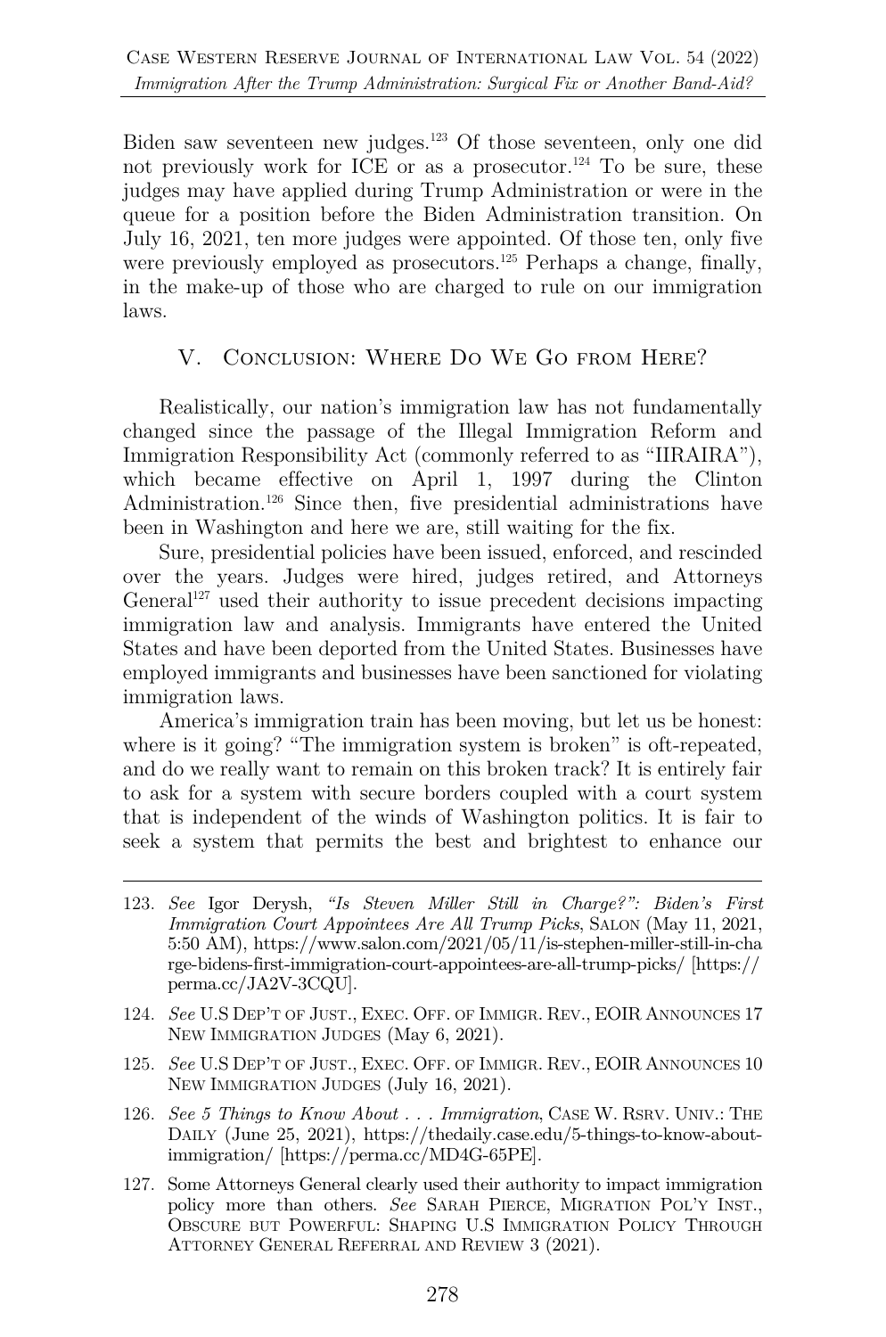Biden saw seventeen new judges.[123] Of those seventeen, only one did not previously work for ICE or as a prosecutor.[124] To be sure, these judges may have applied during Trump Administration or were in the queue for a position before the Biden Administration transition. On July 16, 2021, ten more judges were appointed. Of those ten, only five were previously employed as prosecutors.[125] Perhaps a change, finally, in the make-up of those who are charged to rule on our immigration laws.

## V. Conclusion: Where Do We Go from Here?

Realistically, our nation's immigration law has not fundamentally changed since the passage of the Illegal Immigration Reform and Immigration Responsibility Act (commonly referred to as "IIRAIRA"), which became effective on April 1, 1997 during the Clinton Administration.[126] Since then, five presidential administrations have been in Washington and here we are, still waiting for the fix.

Sure, presidential policies have been issued, enforced, and rescinded over the years. Judges were hired, judges retired, and Attorneys General[127] used their authority to issue precedent decisions impacting immigration law and analysis. Immigrants have entered the United States and have been deported from the United States. Businesses have employed immigrants and businesses have been sanctioned for violating immigration laws.

America's immigration train has been moving, but let us be honest: where is it going? "The immigration system is broken" is oft-repeated, and do we really want to remain on this broken track? It is entirely fair to ask for a system with secure borders coupled with a court system that is independent of the winds of Washington politics. It is fair to seek a system that permits the best and brightest to enhance our

---

123. *See* Igor Derysh, *"Is Steven Miller Still in Charge?": Biden's First Immigration Court Appointees Are All Trump Picks*, SALON (May 11, 2021, 5:50 AM), https://www.salon.com/2021/05/11/is-stephen-miller-still-in-charge-bidens-first-immigration-court-appointees-are-all-trump-picks/ [https://perma.cc/JA2V-3CQU].

124. *See* U.S DEP'T OF JUST., EXEC. OFF. OF IMMIGR. REV., EOIR ANNOUNCES 17 NEW IMMIGRATION JUDGES (May 6, 2021).

125. *See* U.S DEP'T OF JUST., EXEC. OFF. OF IMMIGR. REV., EOIR ANNOUNCES 10 NEW IMMIGRATION JUDGES (July 16, 2021).

126. *See 5 Things to Know About . . . Immigration*, CASE W. RSRV. UNIV.: THE DAILY (June 25, 2021), https://thedaily.case.edu/5-things-to-know-about-immigration/ [https://perma.cc/MD4G-65PE].

127. Some Attorneys General clearly used their authority to impact immigration policy more than others. *See* SARAH PIERCE, MIGRATION POL'Y INST., OBSCURE BUT POWERFUL: SHAPING U.S IMMIGRATION POLICY THROUGH ATTORNEY GENERAL REFERRAL AND REVIEW 3 (2021).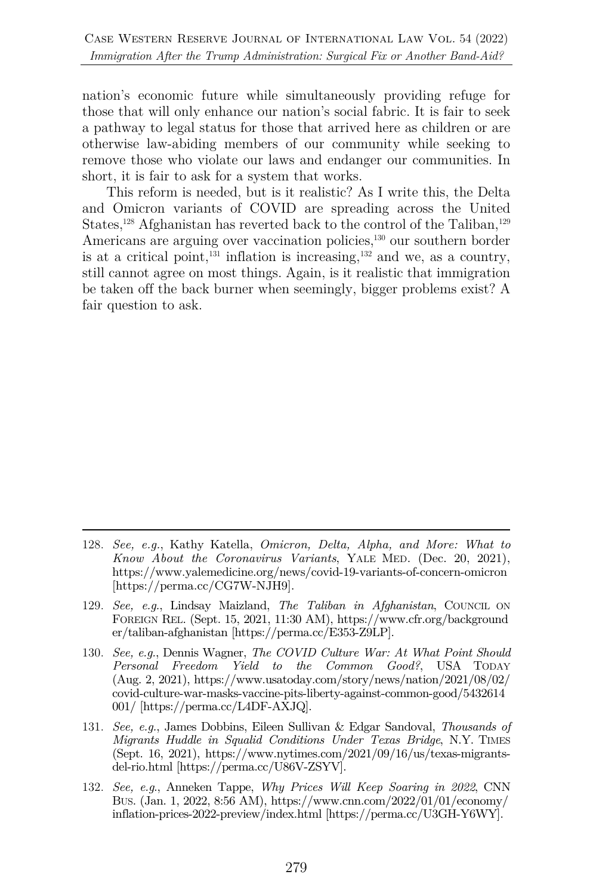nation's economic future while simultaneously providing refuge for those that will only enhance our nation's social fabric. It is fair to seek a pathway to legal status for those that arrived here as children or are otherwise law-abiding members of our community while seeking to remove those who violate our laws and endanger our communities. In short, it is fair to ask for a system that works.

This reform is needed, but is it realistic? As I write this, the Delta and Omicron variants of COVID are spreading across the United States,[128] Afghanistan has reverted back to the control of the Taliban,[129] Americans are arguing over vaccination policies,[130] our southern border is at a critical point,[131] inflation is increasing,[132] and we, as a country, still cannot agree on most things. Again, is it realistic that immigration be taken off the back burner when seemingly, bigger problems exist? A fair question to ask.

---

128. *See, e.g.*, Kathy Katella, *Omicron, Delta, Alpha, and More: What to Know About the Coronavirus Variants*, YALE MED. (Dec. 20, 2021), https://www.yalemedicine.org/news/covid-19-variants-of-concern-omicron [https://perma.cc/CG7W-NJH9].

129. *See, e.g.*, Lindsay Maizland, *The Taliban in Afghanistan*, COUNCIL ON FOREIGN REL. (Sept. 15, 2021, 11:30 AM), https://www.cfr.org/backgrounder/taliban-afghanistan [https://perma.cc/E353-Z9LP].

130. *See, e.g.*, Dennis Wagner, *The COVID Culture War: At What Point Should Personal Freedom Yield to the Common Good?*, USA TODAY (Aug. 2, 2021), https://www.usatoday.com/story/news/nation/2021/08/02/covid-culture-war-masks-vaccine-pits-liberty-against-common-good/5432614001/ [https://perma.cc/L4DF-AXJQ].

131. *See, e.g.*, James Dobbins, Eileen Sullivan & Edgar Sandoval, *Thousands of Migrants Huddle in Squalid Conditions Under Texas Bridge*, N.Y. TIMES (Sept. 16, 2021), https://www.nytimes.com/2021/09/16/us/texas-migrants-del-rio.html [https://perma.cc/U86V-ZSYV].

132. *See, e.g.*, Anneken Tappe, *Why Prices Will Keep Soaring in 2022*, CNN BUS. (Jan. 1, 2022, 8:56 AM), https://www.cnn.com/2022/01/01/economy/inflation-prices-2022-preview/index.html [https://perma.cc/U3GH-Y6WY].